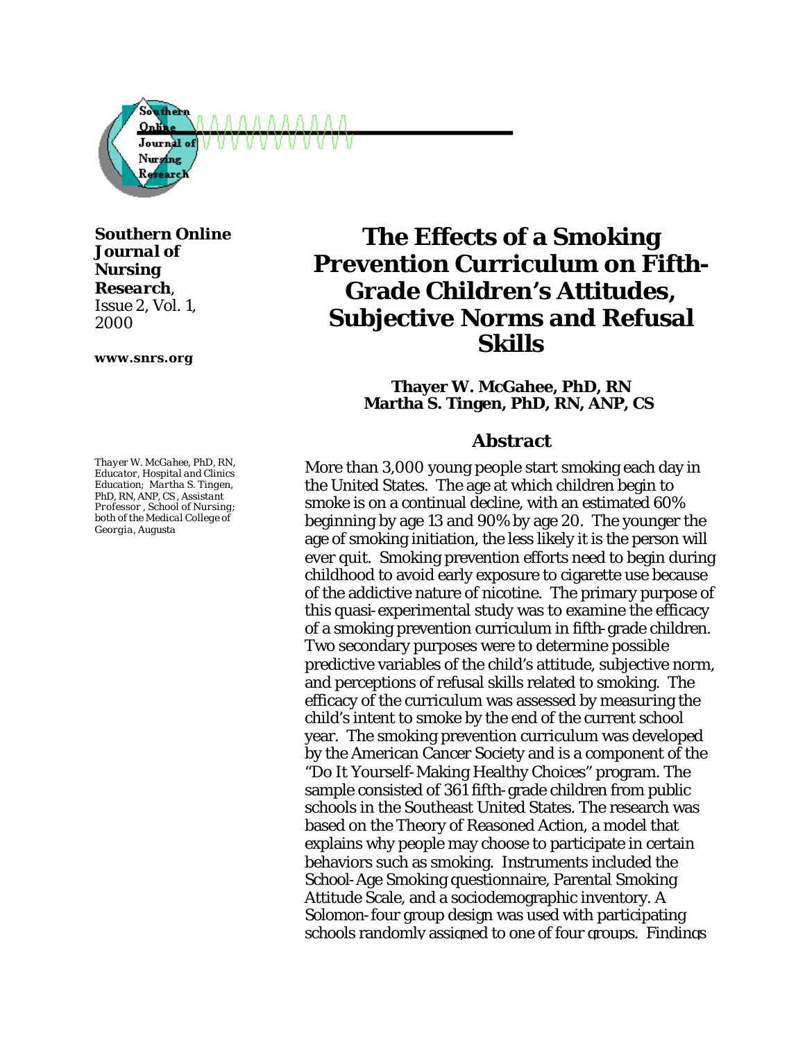**Southern Online Journal of Nursing Research**, Issue 2, Vol. 1, 2000

**www.snrs.org**

# The Effects of a Smoking Prevention Curriculum on Fifth-Grade Children's Attitudes, Subjective Norms and Refusal Skills

**Thayer W. McGahee, PhD, RN**
**Martha S. Tingen, PhD, RN, ANP, CS**

*Thayer W. McGahee, PhD, RN, Educator, Hospital and Clinics Education; Martha S. Tingen, PhD, RN, ANP, CS, Assistant Professor, School of Nursing; both of the Medical College of Georgia, Augusta*

## Abstract

More than 3,000 young people start smoking each day in the United States. The age at which children begin to smoke is on a continual decline, with an estimated 60% beginning by age 13 and 90% by age 20. The younger the age of smoking initiation, the less likely it is the person will ever quit. Smoking prevention efforts need to begin during childhood to avoid early exposure to cigarette use because of the addictive nature of nicotine. The primary purpose of this quasi-experimental study was to examine the efficacy of a smoking prevention curriculum in fifth-grade children. Two secondary purposes were to determine possible predictive variables of the child's attitude, subjective norm, and perceptions of refusal skills related to smoking. The efficacy of the curriculum was assessed by measuring the child's intent to smoke by the end of the current school year. The smoking prevention curriculum was developed by the American Cancer Society and is a component of the "Do It Yourself-Making Healthy Choices" program. The sample consisted of 361 fifth-grade children from public schools in the Southeast United States. The research was based on the Theory of Reasoned Action, a model that explains why people may choose to participate in certain behaviors such as smoking. Instruments included the School-Age Smoking questionnaire, Parental Smoking Attitude Scale, and a sociodemographic inventory. A Solomon-four group design was used with participating schools randomly assigned to one of four groups. Findings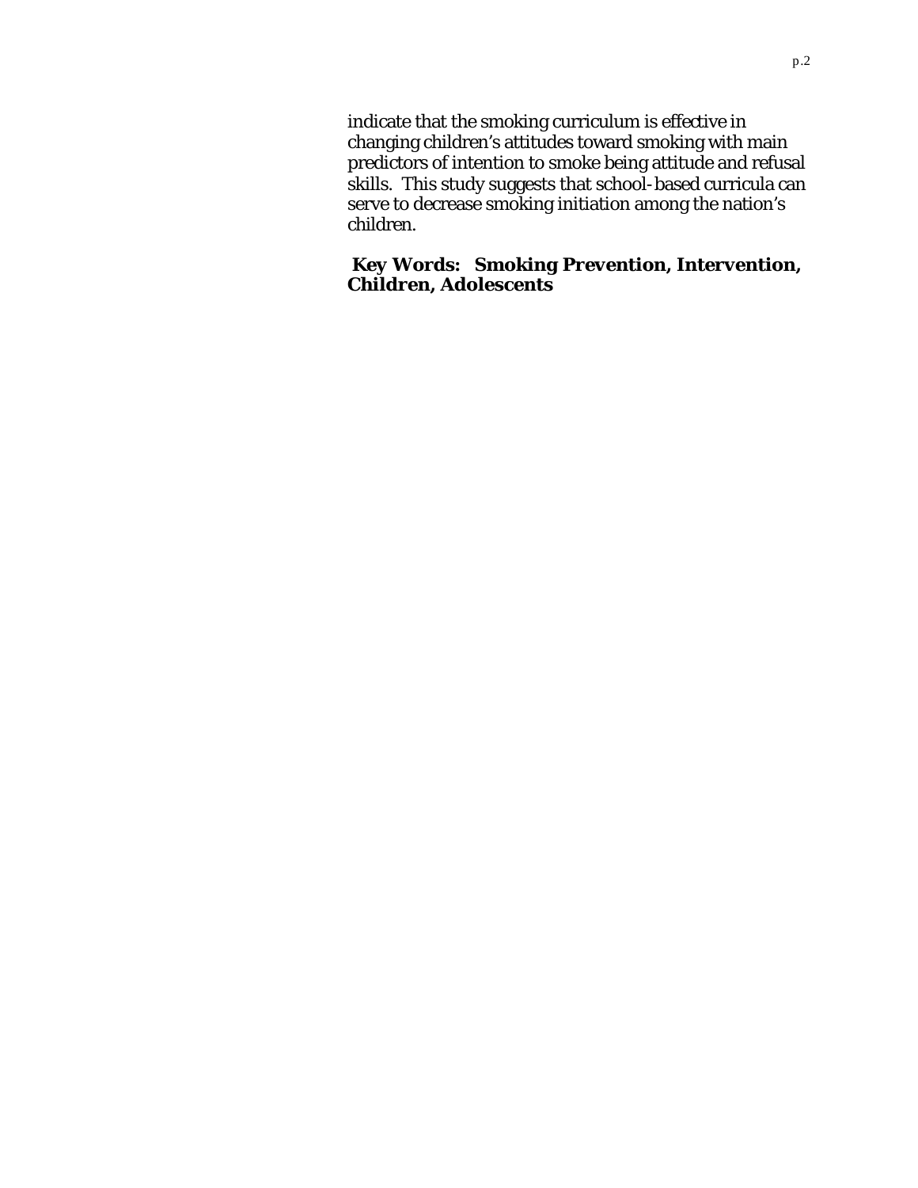indicate that the smoking curriculum is effective in changing children's attitudes toward smoking with main predictors of intention to smoke being attitude and refusal skills. This study suggests that school-based curricula can serve to decrease smoking initiation among the nation's children.

**Key Words: Smoking Prevention, Intervention, Children, Adolescents**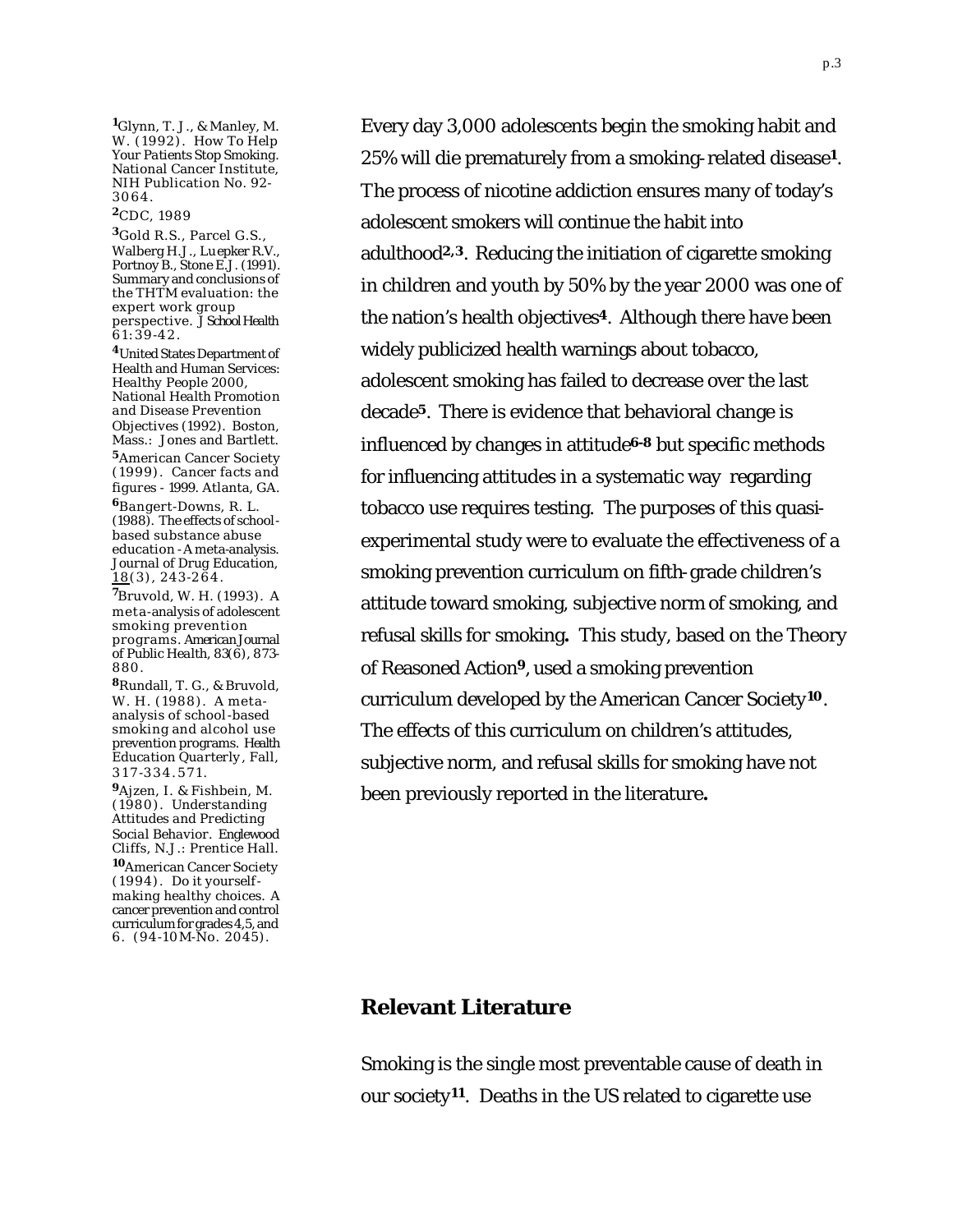Every day 3,000 adolescents begin the smoking habit and 25% will die prematurely from a smoking-related disease[1]. The process of nicotine addiction ensures many of today's adolescent smokers will continue the habit into adulthood[2,3]. Reducing the initiation of cigarette smoking in children and youth by 50% by the year 2000 was one of the nation's health objectives[4]. Although there have been widely publicized health warnings about tobacco, adolescent smoking has failed to decrease over the last decade[5]. There is evidence that behavioral change is influenced by changes in attitude[6-8] but specific methods for influencing attitudes in a systematic way regarding tobacco use requires testing. The purposes of this quasi-experimental study were to evaluate the effectiveness of a smoking prevention curriculum on fifth-grade children's attitude toward smoking, subjective norm of smoking, and refusal skills for smoking**.** This study, based on the Theory of Reasoned Action[9], used a smoking prevention curriculum developed by the American Cancer Society[10]. The effects of this curriculum on children's attitudes, subjective norm, and refusal skills for smoking have not been previously reported in the literature**.**

[1] Glynn, T. J., & Manley, M. W. (1992). How To Help Your Patients Stop Smoking. National Cancer Institute, NIH Publication No. 92-3064.

[2] CDC, 1989

[3] Gold R.S., Parcel G.S., Walberg H.J., Luepker R.V., Portnoy B., Stone E.J. (1991). Summary and conclusions of the THTM evaluation: the expert work group perspective. *J School Health* 61:39-42.

[4] United States Department of Health and Human Services: Healthy People 2000, National Health Promotion and Disease Prevention Objectives (1992). Boston, Mass.: Jones and Bartlett.

[5] American Cancer Society (1999). *Cancer facts and figures - 1999*. Atlanta, GA.

[6] Bangert-Downs, R. L. (1988). The effects of school-based substance abuse education - A meta-analysis. Journal of Drug Education, 18(3), 243-264.

[7] Bruvold, W. H. (1993). A meta-analysis of adolescent smoking prevention programs. *American Journal of Public Health*, *83*(6), 873-880.

[8] Rundall, T. G., & Bruvold, W. H. (1988). A meta-analysis of school-based smoking and alcohol use prevention programs. *Health Education Quarterly*, Fall, 317-334.571.

[9] Ajzen, I. & Fishbein, M. (1980). *Understanding Attitudes and Predicting Social Behavior*. Englewood Cliffs, N.J.: Prentice Hall.

[10] American Cancer Society (1994). *Do it yourself-making healthy choices. A cancer prevention and control curriculum for grades 4,5, and 6*. (94-10M-No. 2045).

## Relevant Literature

Smoking is the single most preventable cause of death in our society[11]. Deaths in the US related to cigarette use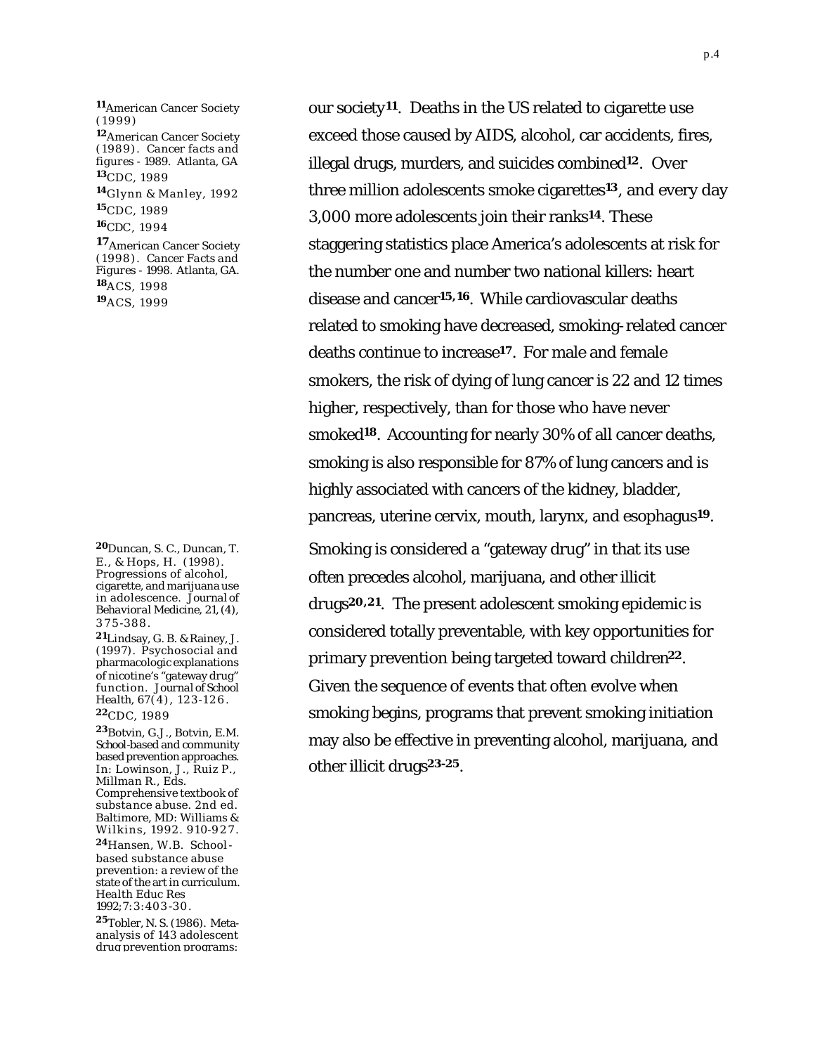our society[11]. Deaths in the US related to cigarette use exceed those caused by AIDS, alcohol, car accidents, fires, illegal drugs, murders, and suicides combined[12]. Over three million adolescents smoke cigarettes[13], and every day 3,000 more adolescents join their ranks[14]. These staggering statistics place America's adolescents at risk for the number one and number two national killers: heart disease and cancer[15,16]. While cardiovascular deaths related to smoking have decreased, smoking-related cancer deaths continue to increase[17]. For male and female smokers, the risk of dying of lung cancer is 22 and 12 times higher, respectively, than for those who have never smoked[18]. Accounting for nearly 30% of all cancer deaths, smoking is also responsible for 87% of lung cancers and is highly associated with cancers of the kidney, bladder, pancreas, uterine cervix, mouth, larynx, and esophagus[19].

Smoking is considered a "gateway drug" in that its use often precedes alcohol, marijuana, and other illicit drugs[20,21]. The present adolescent smoking epidemic is considered totally preventable, with key opportunities for primary prevention being targeted toward children[22]. Given the sequence of events that often evolve when smoking begins, programs that prevent smoking initiation may also be effective in preventing alcohol, marijuana, and other illicit drugs[23-25].

[11] American Cancer Society (1999)

[12] American Cancer Society (1989). Cancer facts and figures - 1989. Atlanta, GA

[13] CDC, 1989

[14] Glynn & Manley, 1992

[15] CDC, 1989

[16] CDC, 1994

[17] American Cancer Society (1998). Cancer Facts and Figures - 1998. Atlanta, GA.

[18] ACS, 1998

[19] ACS, 1999

[20] Duncan, S. C., Duncan, T. E., & Hops, H. (1998). Progressions of alcohol, cigarette, and marijuana use in adolescence. *Journal of Behavioral Medicine, 21,* (4), 375-388.

[21] Lindsay, G. B. & Rainey, J. (1997). Psychosocial and pharmacologic explanations of nicotine's "gateway drug" function. *Journal of School Health,* 67(4), 123-126.

[22] CDC, 1989

[23] Botvin, G.J., Botvin, E.M. School-based and community based prevention approaches. In: Lowinson, J., Ruiz P., Millman R., Eds. Comprehensive textbook of substance abuse. 2nd ed. Baltimore, MD: Williams & Wilkins, 1992. 910-927.

[24] Hansen, W.B. School-based substance abuse prevention: a review of the state of the art in curriculum. Health Educ Res 1992;7:3:403-30.

[25] Tobler, N. S. (1986). Meta-analysis of 143 adolescent drug prevention programs: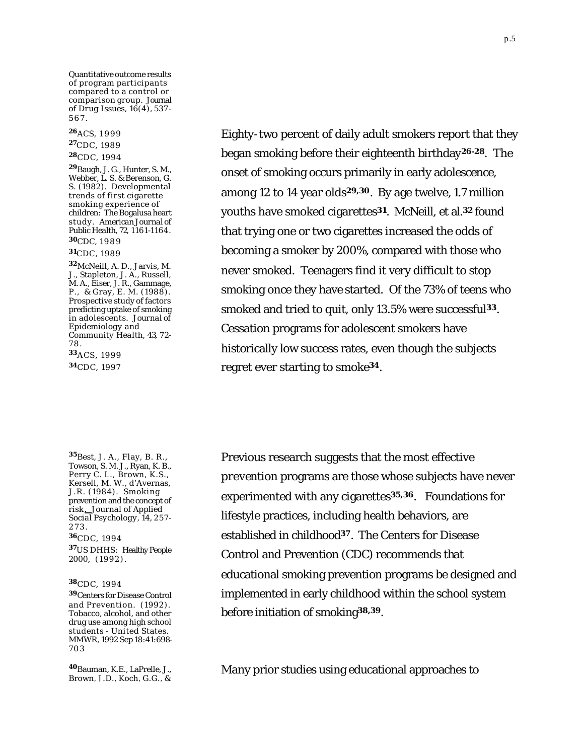Quantitative outcome results of program participants compared to a control or comparison group. *Journal of Drug Issues*, 16(4), 537-567.

[26] ACS, 1999

[27] CDC, 1989

[28] CDC, 1994

[29] Baugh, J. G., Hunter, S. M., Webber, L. S. & Berenson, G. S. (1982). Developmental trends of first cigarette smoking experience of children: The Bogalusa heart study. *American Journal of Public Health*, 72, 1161-1164.

[30] CDC, 1989

[31] CDC, 1989

[32] McNeill, A. D., Jarvis, M. J., Stapleton, J. A., Russell, M. A., Eiser, J. R., Gammage, P., & Gray, E. M. (1988). Prospective study of factors predicting uptake of smoking in adolescents. *Journal of Epidemiology and Community Health*, 43, 72-78.

[33] ACS, 1999

[34] CDC, 1997

Eighty-two percent of daily adult smokers report that they began smoking before their eighteenth birthday[26-28]. The onset of smoking occurs primarily in early adolescence, among 12 to 14 year olds[29,30]. By age twelve, 1.7 million youths have smoked cigarettes[31]. McNeill, et al.[32] found that trying one or two cigarettes increased the odds of becoming a smoker by 200%, compared with those who never smoked. Teenagers find it very difficult to stop smoking once they have started. Of the 73% of teens who smoked and tried to quit, only 13.5% were successful[33]. Cessation programs for adolescent smokers have historically low success rates, even though the subjects regret ever starting to smoke[34].

[35] Best, J. A., Flay, B. R., Towson, S. M. J., Ryan, K. B., Perry C. L., Brown, K.S., Kersell, M. W., d'Avernas, J.R. (1984). Smoking prevention and the concept of risk. *Journal of Applied Social Psychology*, 14, 257-273.

[36] CDC, 1994

[37] US DHHS: *Healthy People 2000*, (1992).

[38] CDC, 1994

[39] Centers for Disease Control and Prevention. (1992). Tobacco, alcohol, and other drug use among high school students - United States. MMWR, 1992 Sep 18:41:698-703

Previous research suggests that the most effective prevention programs are those whose subjects have never experimented with any cigarettes[35,36]. Foundations for lifestyle practices, including health behaviors, are established in childhood[37]. The Centers for Disease Control and Prevention (CDC) recommends that educational smoking prevention programs be designed and implemented in early childhood within the school system before initiation of smoking[38,39].

[40] Bauman, K.E., LaPrelle, J., Brown, J.D., Koch, G.G., &

Many prior studies using educational approaches to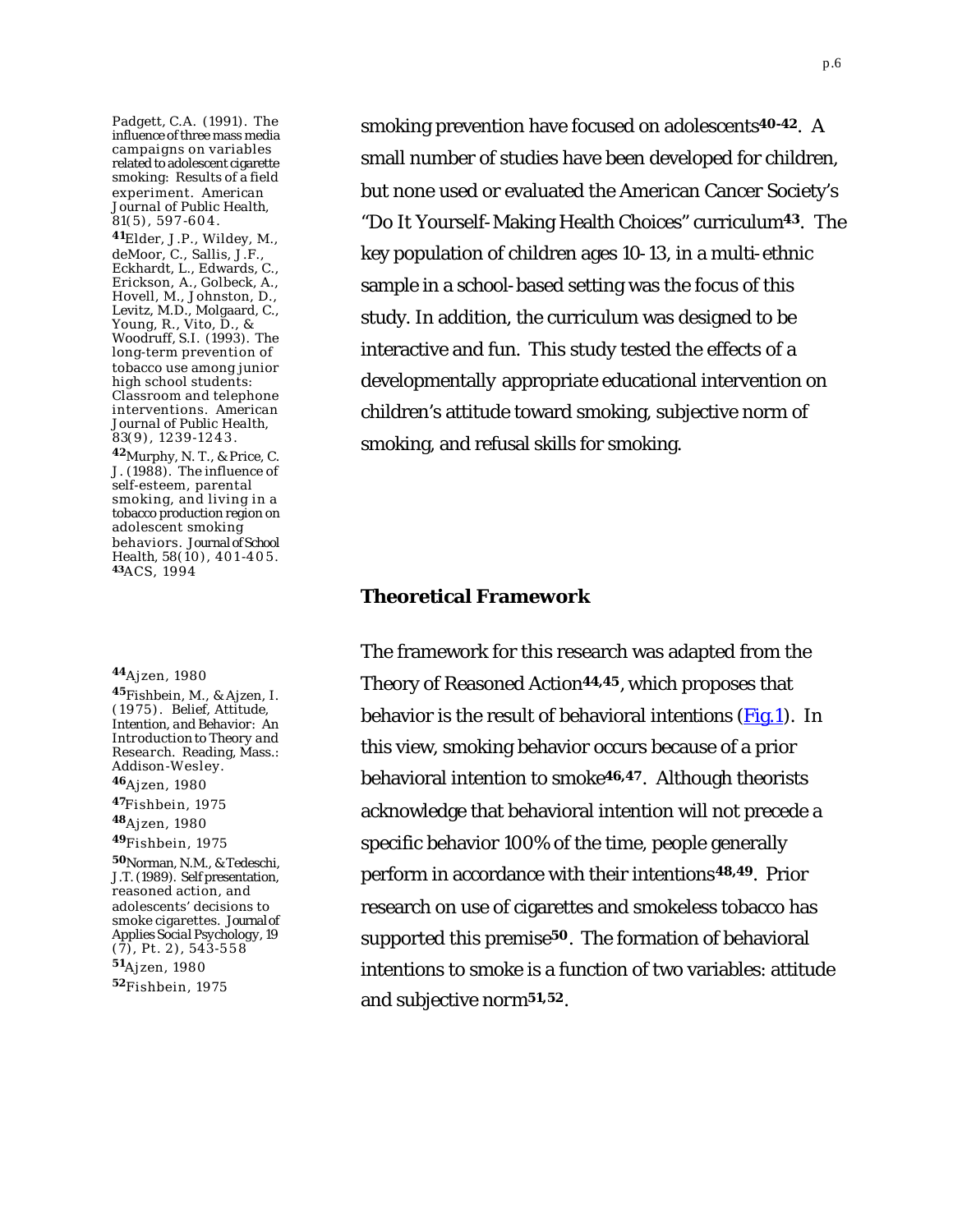smoking prevention have focused on adolescents[40-42]. A small number of studies have been developed for children, but none used or evaluated the American Cancer Society's "Do It Yourself-Making Health Choices" curriculum[43]. The key population of children ages 10-13, in a multi-ethnic sample in a school-based setting was the focus of this study. In addition, the curriculum was designed to be interactive and fun. This study tested the effects of a developmentally appropriate educational intervention on children's attitude toward smoking, subjective norm of smoking, and refusal skills for smoking.

Padgett, C.A. (1991). The influence of three mass media campaigns on variables related to adolescent cigarette smoking: Results of a field experiment. American Journal of Public Health, 81(5), 597-604.

[41]Elder, J.P., Wildey, M., deMoor, C., Sallis, J.F., Eckhardt, L., Edwards, C., Erickson, A., Golbeck, A., Hovell, M., Johnston, D., Levitz, M.D., Molgaard, C., Young, R., Vito, D., & Woodruff, S.I. (1993). The long-term prevention of tobacco use among junior high school students: Classroom and telephone interventions. American Journal of Public Health, 83(9), 1239-1243.

[42]Murphy, N. T., & Price, C. J. (1988). The influence of self-esteem, parental smoking, and living in a tobacco production region on adolescent smoking behaviors. Journal of School Health, 58(10), 401-405.

[43]ACS, 1994

## Theoretical Framework

The framework for this research was adapted from the Theory of Reasoned Action[44,45], which proposes that behavior is the result of behavioral intentions (Fig.1). In this view, smoking behavior occurs because of a prior behavioral intention to smoke[46,47]. Although theorists acknowledge that behavioral intention will not precede a specific behavior 100% of the time, people generally perform in accordance with their intentions[48,49]. Prior research on use of cigarettes and smokeless tobacco has supported this premise[50]. The formation of behavioral intentions to smoke is a function of two variables: attitude and subjective norm[51,52].

[44]Ajzen, 1980

[45]Fishbein, M., & Ajzen, I. (1975). Belief, Attitude, Intention, and Behavior: An Introduction to Theory and Research. Reading, Mass.: Addison-Wesley.

[46]Ajzen, 1980

[47]Fishbein, 1975

[48]Ajzen, 1980

[49]Fishbein, 1975

[50]Norman, N.M., & Tedeschi, J.T. (1989). Self presentation, reasoned action, and adolescents' decisions to smoke cigarettes. Journal of Applies Social Psychology, 19 (7), Pt. 2), 543-558

[51]Ajzen, 1980

[52]Fishbein, 1975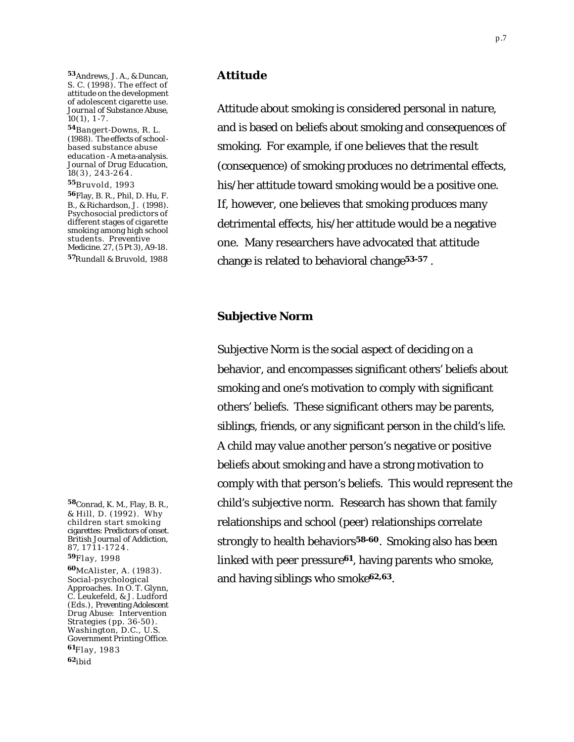## Attitude

Attitude about smoking is considered personal in nature, and is based on beliefs about smoking and consequences of smoking. For example, if one believes that the result (consequence) of smoking produces no detrimental effects, his/her attitude toward smoking would be a positive one. If, however, one believes that smoking produces many detrimental effects, his/her attitude would be a negative one. Many researchers have advocated that attitude change is related to behavioral change[53-57].

[53] Andrews, J. A., & Duncan, S. C. (1998). The effect of attitude on the development of adolescent cigarette use. *Journal of Substance Abuse*, 10(1), 1-7.

[54] Bangert-Downs, R. L. (1988). The effects of school-based substance abuse education - A meta-analysis. *Journal of Drug Education*, 18(3), 243-264.

[55] Bruvold, 1993

[56] Flay, B. R., Phil, D. Hu, F. B., & Richardson, J. (1998). Psychosocial predictors of different stages of cigarette smoking among high school students. *Preventive Medicine*. 27, (5 Pt 3), A9-18.

[57] Rundall & Bruvold, 1988

## Subjective Norm

Subjective Norm is the social aspect of deciding on a behavior, and encompasses significant others' beliefs about smoking and one's motivation to comply with significant others' beliefs. These significant others may be parents, siblings, friends, or any significant person in the child's life. A child may value another person's negative or positive beliefs about smoking and have a strong motivation to comply with that person's beliefs. This would represent the child's subjective norm. Research has shown that family relationships and school (peer) relationships correlate strongly to health behaviors[58-60]. Smoking also has been linked with peer pressure[61], having parents who smoke, and having siblings who smoke[62,63].

[58] Conrad, K. M., Flay, B. R., & Hill, D. (1992). Why children start smoking cigarettes: Predictors of onset. *British Journal of Addiction*, 87, 1711-1724.

[59] Flay, 1998

[60] McAlister, A. (1983). Social-psychological Approaches. In O. T. Glynn, C. Leukefeld, & J. Ludford (Eds.), *Preventing Adolescent Drug Abuse: Intervention Strategies* (pp. 36-50). Washington, D.C., U.S. Government Printing Office.

[61] Flay, 1983

[62] ibid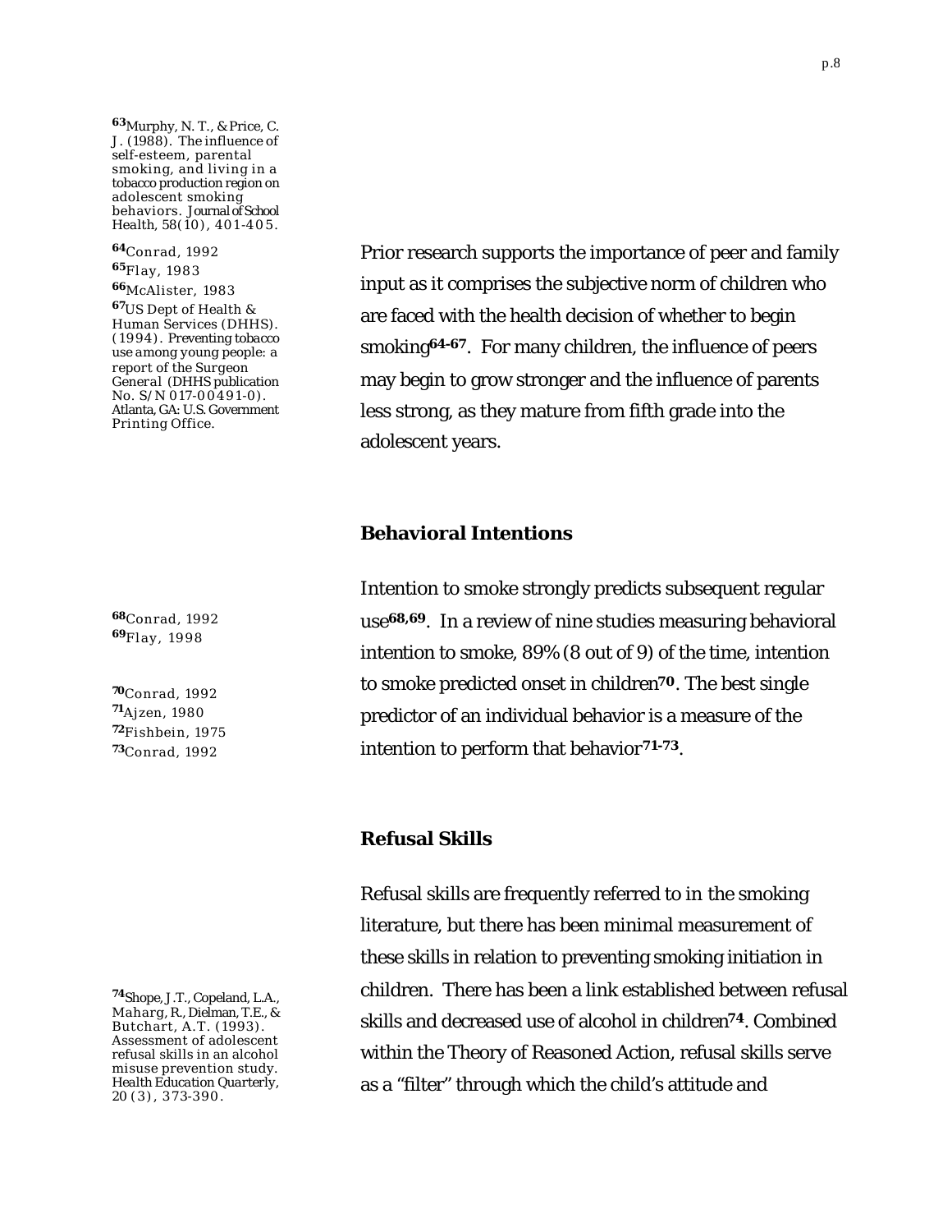[63]Murphy, N. T., & Price, C. J. (1988). The influence of self-esteem, parental smoking, and living in a tobacco production region on adolescent smoking behaviors. *Journal of School Health, 58*(10), 401-405.

[64]Conrad, 1992

[65]Flay, 1983

[66]McAlister, 1983

[67]US Dept of Health & Human Services (DHHS). (1994). *Preventing tobacco use among young people: a report of the Surgeon General* (DHHS publication No. S/N 017-00491-0). Atlanta, GA: U.S. Government Printing Office.

Prior research supports the importance of peer and family input as it comprises the subjective norm of children who are faced with the health decision of whether to begin smoking[64-67]. For many children, the influence of peers may begin to grow stronger and the influence of parents less strong, as they mature from fifth grade into the adolescent years.

## Behavioral Intentions

[68]Conrad, 1992

[69]Flay, 1998

[70]Conrad, 1992

[71]Ajzen, 1980

[72]Fishbein, 1975

[73]Conrad, 1992

Intention to smoke strongly predicts subsequent regular use[68,69]. In a review of nine studies measuring behavioral intention to smoke, 89% (8 out of 9) of the time, intention to smoke predicted onset in children[70]. The best single predictor of an individual behavior is a measure of the intention to perform that behavior[71-73].

## Refusal Skills

[74]Shope, J.T., Copeland, L.A., Maharg, R., Dielman, T.E., & Butchart, A.T. (1993). Assessment of adolescent refusal skills in an alcohol misuse prevention study. *Health Education Quarterly, 20*(3), 373-390.

Refusal skills are frequently referred to in the smoking literature, but there has been minimal measurement of these skills in relation to preventing smoking initiation in children. There has been a link established between refusal skills and decreased use of alcohol in children[74]. Combined within the Theory of Reasoned Action, refusal skills serve as a "filter" through which the child's attitude and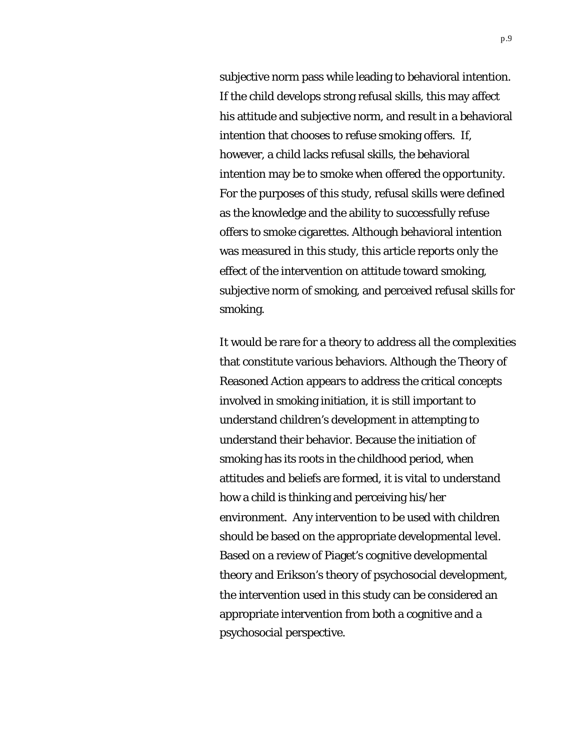subjective norm pass while leading to behavioral intention. If the child develops strong refusal skills, this may affect his attitude and subjective norm, and result in a behavioral intention that chooses to refuse smoking offers. If, however, a child lacks refusal skills, the behavioral intention may be to smoke when offered the opportunity. For the purposes of this study, refusal skills were defined as the knowledge and the ability to successfully refuse offers to smoke cigarettes. Although behavioral intention was measured in this study, this article reports only the effect of the intervention on attitude toward smoking, subjective norm of smoking, and perceived refusal skills for smoking.

It would be rare for a theory to address all the complexities that constitute various behaviors. Although the Theory of Reasoned Action appears to address the critical concepts involved in smoking initiation, it is still important to understand children's development in attempting to understand their behavior. Because the initiation of smoking has its roots in the childhood period, when attitudes and beliefs are formed, it is vital to understand how a child is thinking and perceiving his/her environment. Any intervention to be used with children should be based on the appropriate developmental level. Based on a review of Piaget's cognitive developmental theory and Erikson's theory of psychosocial development, the intervention used in this study can be considered an appropriate intervention from both a cognitive and a psychosocial perspective.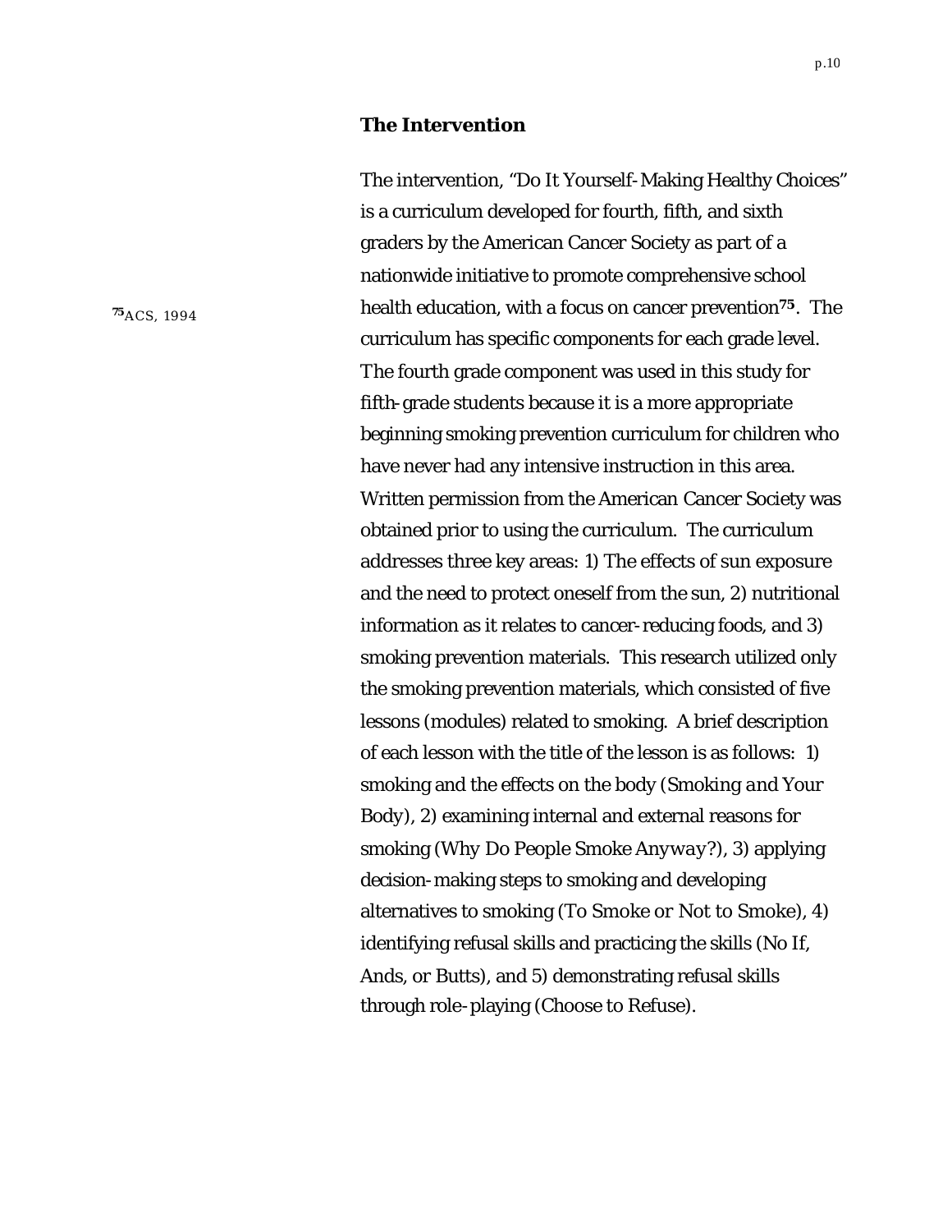## The Intervention

The intervention, "Do It Yourself-Making Healthy Choices" is a curriculum developed for fourth, fifth, and sixth graders by the American Cancer Society as part of a nationwide initiative to promote comprehensive school health education, with a focus on cancer prevention[75]. The curriculum has specific components for each grade level. The fourth grade component was used in this study for fifth-grade students because it is a more appropriate beginning smoking prevention curriculum for children who have never had any intensive instruction in this area. Written permission from the American Cancer Society was obtained prior to using the curriculum. The curriculum addresses three key areas: 1) The effects of sun exposure and the need to protect oneself from the sun, 2) nutritional information as it relates to cancer-reducing foods, and 3) smoking prevention materials. This research utilized only the smoking prevention materials, which consisted of five lessons (modules) related to smoking. A brief description of each lesson with the title of the lesson is as follows: 1) smoking and the effects on the body (*Smoking and Your Body*), 2) examining internal and external reasons for smoking (*Why Do People Smoke Anyway?*), 3) applying decision-making steps to smoking and developing alternatives to smoking (*To Smoke or Not to Smoke*), 4) identifying refusal skills and practicing the skills (*No If, Ands, or Butts*), and 5) demonstrating refusal skills through role-playing (*Choose to Refuse*).

[75] ACS, 1994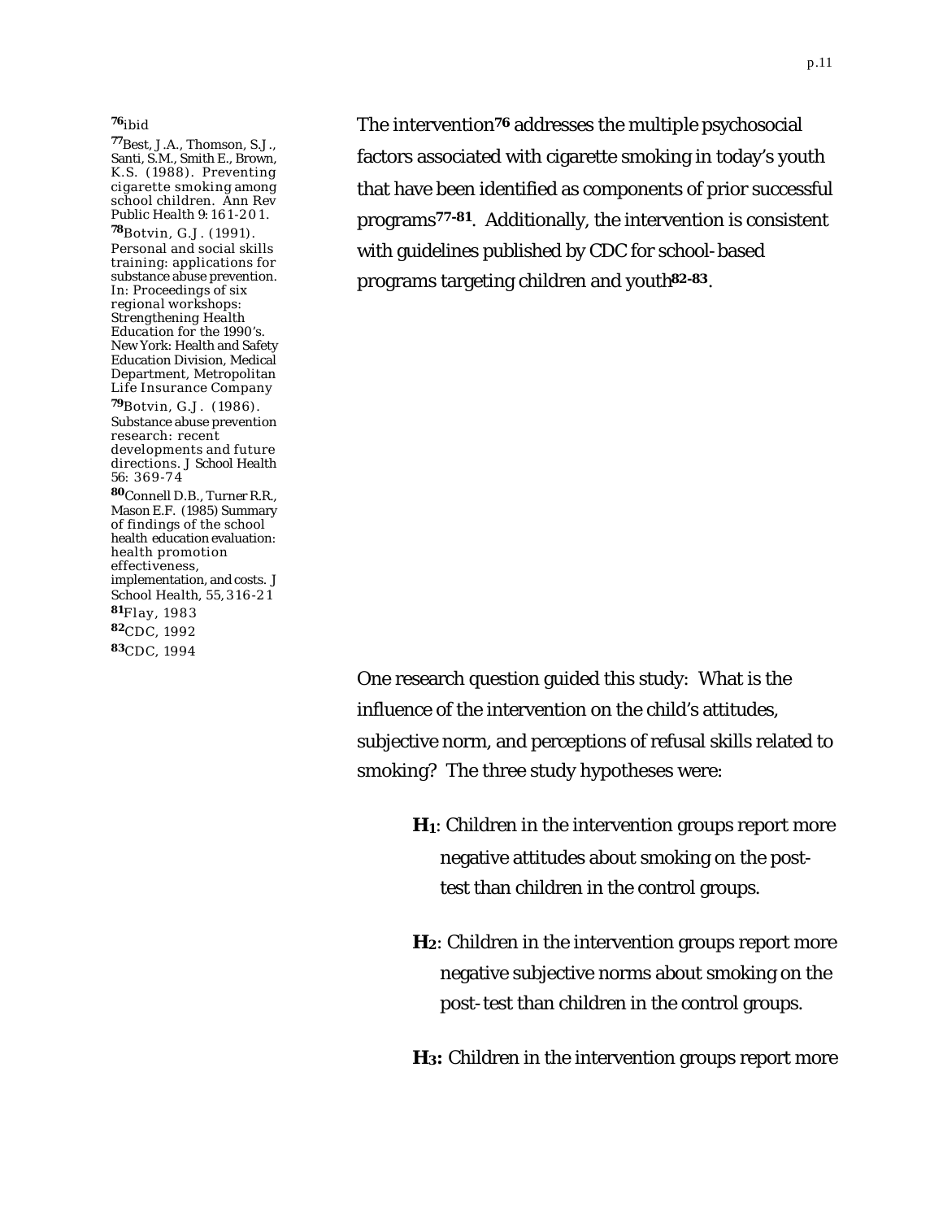The intervention[76] addresses the multiple psychosocial factors associated with cigarette smoking in today's youth that have been identified as components of prior successful programs[77-81]. Additionally, the intervention is consistent with guidelines published by CDC for school-based programs targeting children and youth[82-83].

[76] ibid

[77] Best, J.A., Thomson, S.J., Santi, S.M., Smith E., Brown, K.S. (1988). Preventing cigarette smoking among school children. Ann Rev Public Health 9: 161-201.

[78] Botvin, G.J. (1991). Personal and social skills training: applications for substance abuse prevention. In: Proceedings of six regional workshops: Strengthening Health Education for the 1990's. New York: Health and Safety Education Division, Medical Department, Metropolitan Life Insurance Company

[79] Botvin, G.J. (1986). Substance abuse prevention research: recent developments and future directions. J School Health 56: 369-74

[80] Connell D.B., Turner R.R., Mason E.F. (1985) Summary of findings of the school health education evaluation: health promotion effectiveness, implementation, and costs. J School Health, 55, 316-21

[81] Flay, 1983

[82] CDC, 1992

[83] CDC, 1994

One research question guided this study: What is the influence of the intervention on the child's attitudes, subjective norm, and perceptions of refusal skills related to smoking? The three study hypotheses were:

**H$_1$**: Children in the intervention groups report more negative attitudes about smoking on the post-test than children in the control groups.

**H$_2$**: Children in the intervention groups report more negative subjective norms about smoking on the post-test than children in the control groups.

**H$_3$:** Children in the intervention groups report more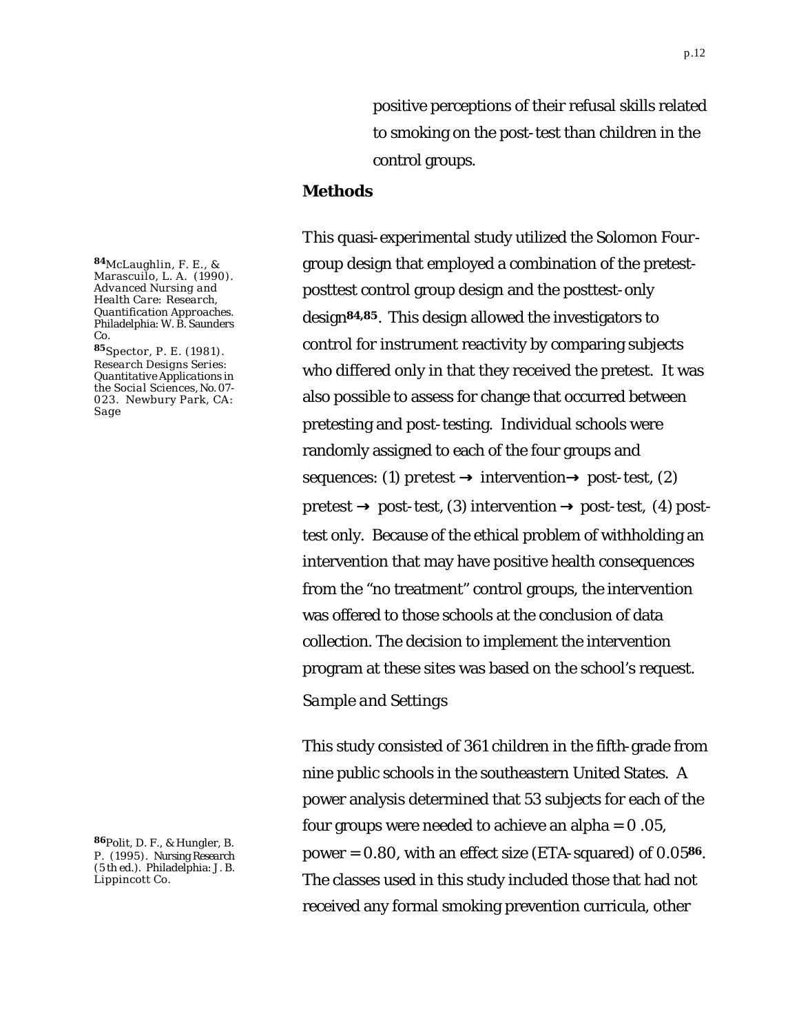positive perceptions of their refusal skills related to smoking on the post-test than children in the control groups.

## Methods

This quasi-experimental study utilized the Solomon Four-group design that employed a combination of the pretest-posttest control group design and the posttest-only design[84,85]. This design allowed the investigators to control for instrument reactivity by comparing subjects who differed only in that they received the pretest. It was also possible to assess for change that occurred between pretesting and post-testing. Individual schools were randomly assigned to each of the four groups and sequences: (1) pretest → intervention→ post-test, (2) pretest → post-test, (3) intervention → post-test, (4) post-test only. Because of the ethical problem of withholding an intervention that may have positive health consequences from the "no treatment" control groups, the intervention was offered to those schools at the conclusion of data collection. The decision to implement the intervention program at these sites was based on the school's request.

*Sample and Settings*

This study consisted of 361 children in the fifth-grade from nine public schools in the southeastern United States. A power analysis determined that 53 subjects for each of the four groups were needed to achieve an alpha = 0 .05, power = 0.80, with an effect size (ETA-squared) of 0.05[86]. The classes used in this study included those that had not received any formal smoking prevention curricula, other

[84] McLaughlin, F. E., & Marascuilo, L. A. (1990). *Advanced Nursing and Health Care: Research, Quantification Approaches.* Philadelphia: W. B. Saunders Co.

[85] Spector, P. E. (1981). *Research Designs Series: Quantitative Applications in the Social Sciences, No. 07-023.* Newbury Park, CA: Sage

[86] Polit, D. F., & Hungler, B. P. (1995). *Nursing Research* (5th ed.). Philadelphia: J. B. Lippincott Co.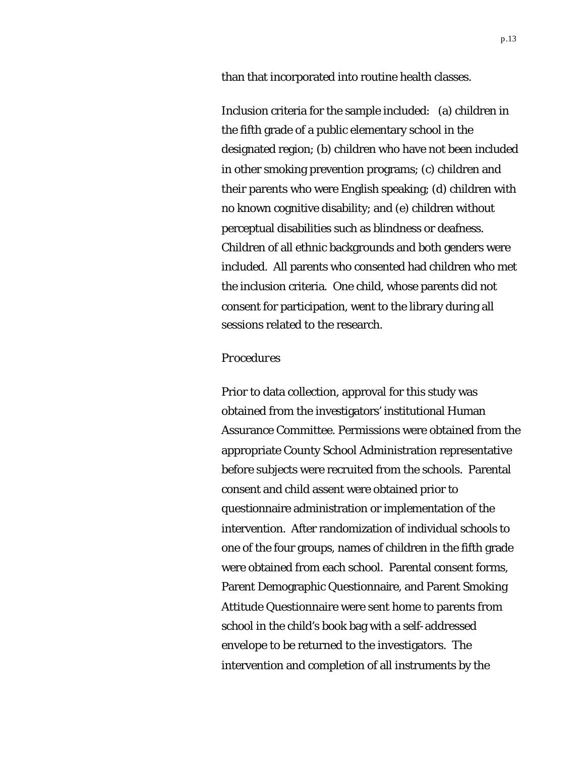than that incorporated into routine health classes.

Inclusion criteria for the sample included: (a) children in the fifth grade of a public elementary school in the designated region; (b) children who have not been included in other smoking prevention programs; (c) children and their parents who were English speaking; (d) children with no known cognitive disability; and (e) children without perceptual disabilities such as blindness or deafness. Children of all ethnic backgrounds and both genders were included. All parents who consented had children who met the inclusion criteria. One child, whose parents did not consent for participation, went to the library during all sessions related to the research.

*Procedures*

Prior to data collection, approval for this study was obtained from the investigators' institutional Human Assurance Committee. Permissions were obtained from the appropriate County School Administration representative before subjects were recruited from the schools. Parental consent and child assent were obtained prior to questionnaire administration or implementation of the intervention. After randomization of individual schools to one of the four groups, names of children in the fifth grade were obtained from each school. Parental consent forms, Parent Demographic Questionnaire, and Parent Smoking Attitude Questionnaire were sent home to parents from school in the child's book bag with a self-addressed envelope to be returned to the investigators. The intervention and completion of all instruments by the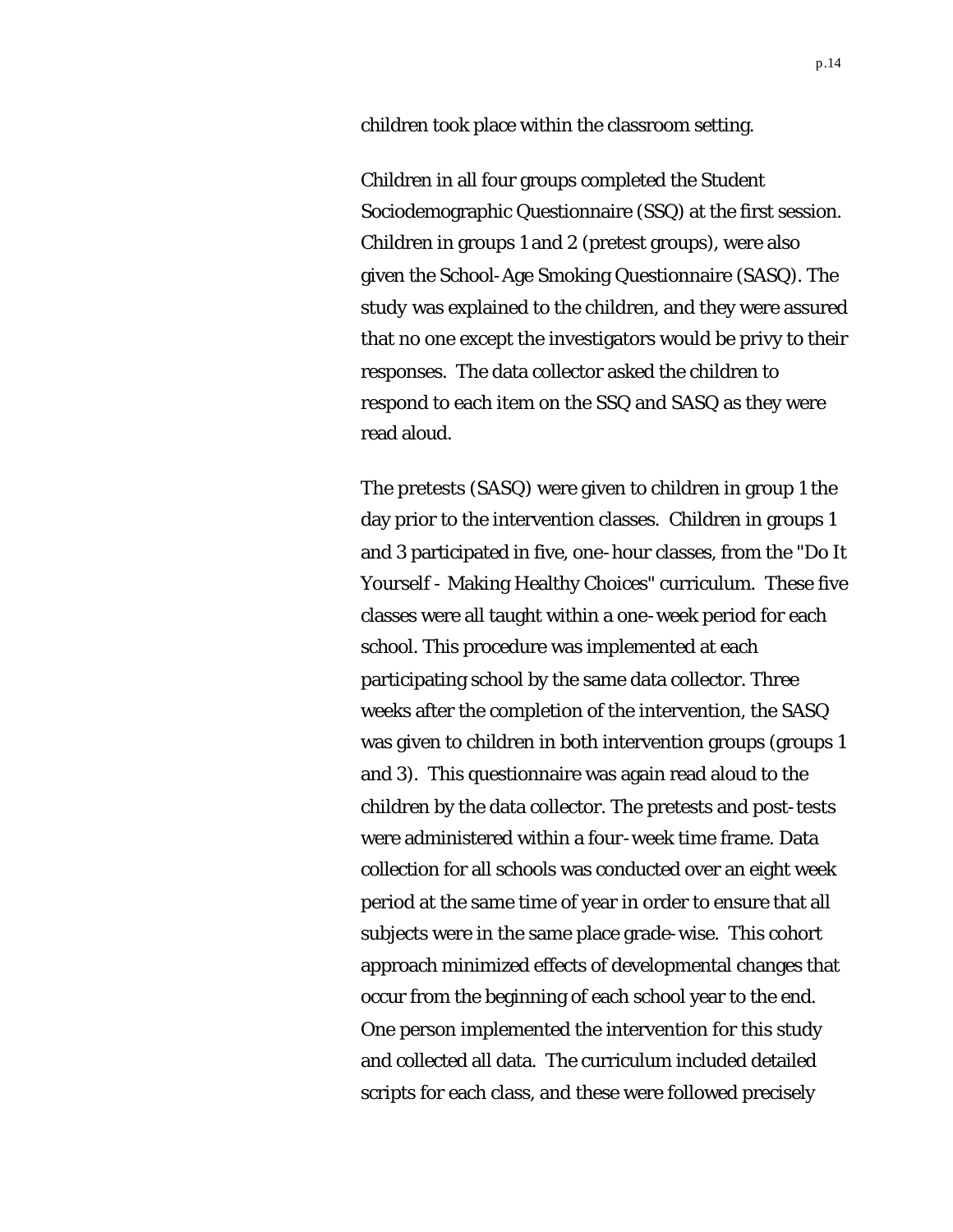children took place within the classroom setting.

Children in all four groups completed the Student Sociodemographic Questionnaire (SSQ) at the first session. Children in groups 1 and 2 (pretest groups), were also given the School-Age Smoking Questionnaire (SASQ). The study was explained to the children, and they were assured that no one except the investigators would be privy to their responses. The data collector asked the children to respond to each item on the SSQ and SASQ as they were read aloud.

The pretests (SASQ) were given to children in group 1 the day prior to the intervention classes. Children in groups 1 and 3 participated in five, one-hour classes, from the "Do It Yourself - Making Healthy Choices" curriculum. These five classes were all taught within a one-week period for each school. This procedure was implemented at each participating school by the same data collector. Three weeks after the completion of the intervention, the SASQ was given to children in both intervention groups (groups 1 and 3). This questionnaire was again read aloud to the children by the data collector. The pretests and post-tests were administered within a four-week time frame. Data collection for all schools was conducted over an eight week period at the same time of year in order to ensure that all subjects were in the same place grade-wise. This cohort approach minimized effects of developmental changes that occur from the beginning of each school year to the end. One person implemented the intervention for this study and collected all data. The curriculum included detailed scripts for each class, and these were followed precisely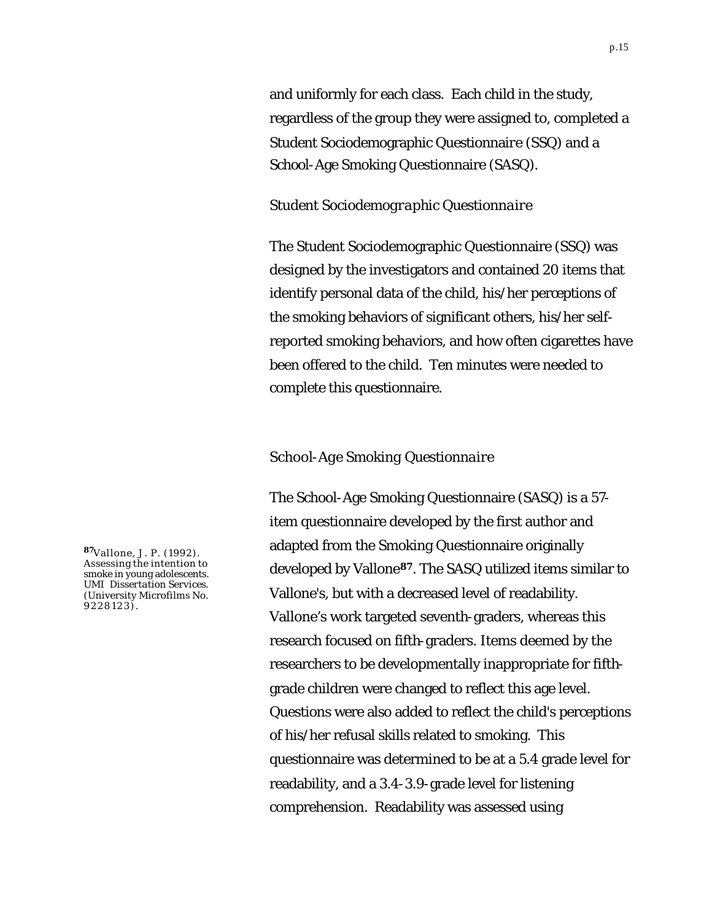and uniformly for each class. Each child in the study, regardless of the group they were assigned to, completed a Student Sociodemographic Questionnaire (SSQ) and a School-Age Smoking Questionnaire (SASQ).

### *Student Sociodemographic Questionnaire*

The Student Sociodemographic Questionnaire (SSQ) was designed by the investigators and contained 20 items that identify personal data of the child, his/her perceptions of the smoking behaviors of significant others, his/her self-reported smoking behaviors, and how often cigarettes have been offered to the child. Ten minutes were needed to complete this questionnaire.

### *School-Age Smoking Questionnaire*

The School-Age Smoking Questionnaire (SASQ) is a 57-item questionnaire developed by the first author and adapted from the Smoking Questionnaire originally developed by Vallone[87]. The SASQ utilized items similar to Vallone's, but with a decreased level of readability. Vallone's work targeted seventh-graders, whereas this research focused on fifth-graders. Items deemed by the researchers to be developmentally inappropriate for fifth-grade children were changed to reflect this age level. Questions were also added to reflect the child's perceptions of his/her refusal skills related to smoking. This questionnaire was determined to be at a 5.4 grade level for readability, and a 3.4-3.9-grade level for listening comprehension. Readability was assessed using

[87] Vallone, J. P. (1992). Assessing the intention to smoke in young adolescents. UMI Dissertation Services. (University Microfilms No. 9228123).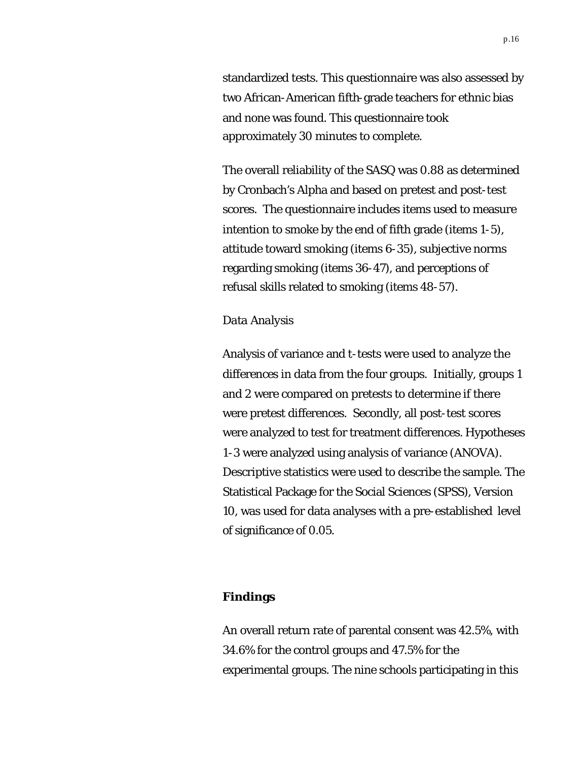standardized tests. This questionnaire was also assessed by two African-American fifth-grade teachers for ethnic bias and none was found. This questionnaire took approximately 30 minutes to complete.

The overall reliability of the SASQ was 0.88 as determined by Cronbach's Alpha and based on pretest and post-test scores. The questionnaire includes items used to measure intention to smoke by the end of fifth grade (items 1-5), attitude toward smoking (items 6-35), subjective norms regarding smoking (items 36-47), and perceptions of refusal skills related to smoking (items 48-57).

*Data Analysis*

Analysis of variance and t-tests were used to analyze the differences in data from the four groups. Initially, groups 1 and 2 were compared on pretests to determine if there were pretest differences. Secondly, all post-test scores were analyzed to test for treatment differences. Hypotheses 1-3 were analyzed using analysis of variance (ANOVA). Descriptive statistics were used to describe the sample. The Statistical Package for the Social Sciences (SPSS), Version 10, was used for data analyses with a pre-established level of significance of 0.05.

## Findings

An overall return rate of parental consent was 42.5%, with 34.6% for the control groups and 47.5% for the experimental groups. The nine schools participating in this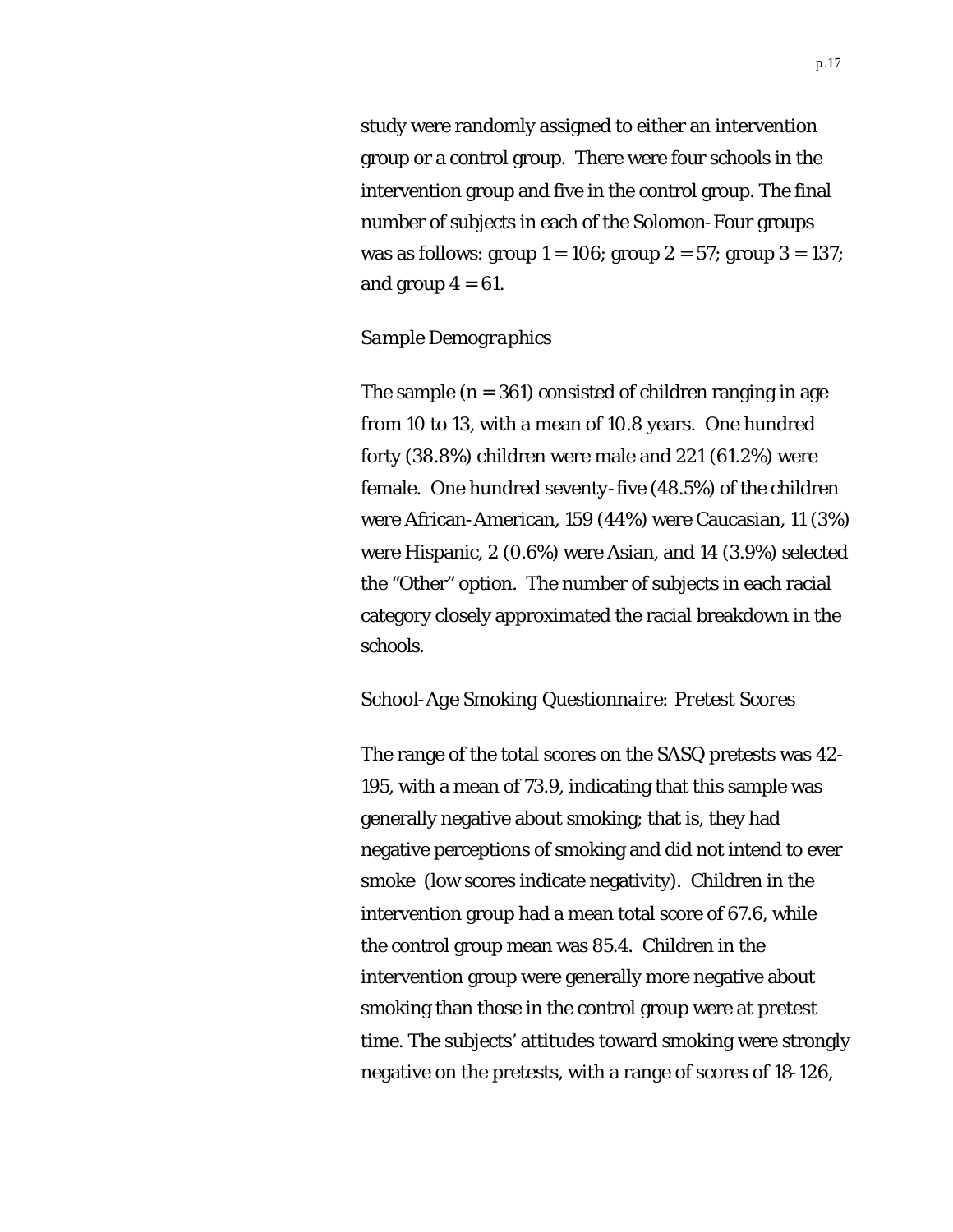study were randomly assigned to either an intervention group or a control group. There were four schools in the intervention group and five in the control group. The final number of subjects in each of the Solomon-Four groups was as follows: group 1 = 106; group 2 = 57; group 3 = 137; and group 4 = 61.

### *Sample Demographics*

The sample (n = 361) consisted of children ranging in age from 10 to 13, with a mean of 10.8 years. One hundred forty (38.8%) children were male and 221 (61.2%) were female. One hundred seventy-five (48.5%) of the children were African-American, 159 (44%) were Caucasian, 11 (3%) were Hispanic, 2 (0.6%) were Asian, and 14 (3.9%) selected the "Other" option. The number of subjects in each racial category closely approximated the racial breakdown in the schools.

### *School-Age Smoking Questionnaire: Pretest Scores*

The range of the total scores on the SASQ pretests was 42-195, with a mean of 73.9, indicating that this sample was generally negative about smoking; that is, they had negative perceptions of smoking and did not intend to ever smoke (low scores indicate negativity). Children in the intervention group had a mean total score of 67.6, while the control group mean was 85.4. Children in the intervention group were generally more negative about smoking than those in the control group were at pretest time. The subjects' attitudes toward smoking were strongly negative on the pretests, with a range of scores of 18-126,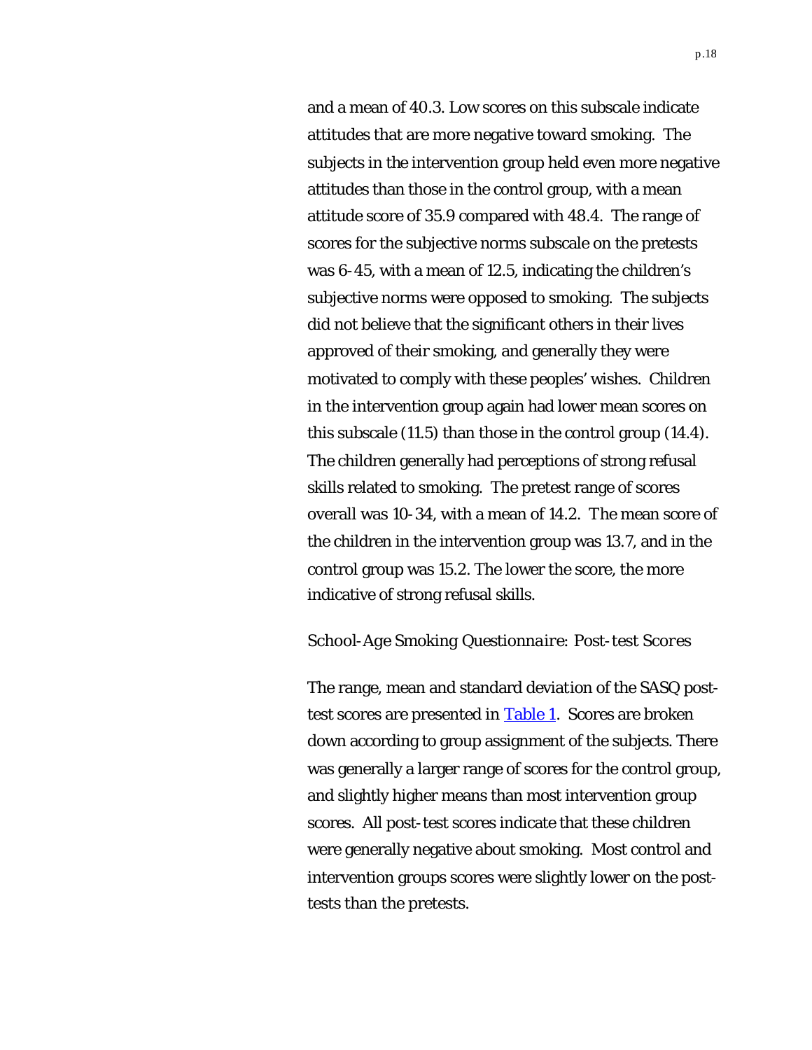and a mean of 40.3. Low scores on this subscale indicate attitudes that are more negative toward smoking. The subjects in the intervention group held even more negative attitudes than those in the control group, with a mean attitude score of 35.9 compared with 48.4. The range of scores for the subjective norms subscale on the pretests was 6-45, with a mean of 12.5, indicating the children's subjective norms were opposed to smoking. The subjects did not believe that the significant others in their lives approved of their smoking, and generally they were motivated to comply with these peoples' wishes. Children in the intervention group again had lower mean scores on this subscale (11.5) than those in the control group (14.4). The children generally had perceptions of strong refusal skills related to smoking. The pretest range of scores overall was 10-34, with a mean of 14.2. The mean score of the children in the intervention group was 13.7, and in the control group was 15.2. The lower the score, the more indicative of strong refusal skills.

### *School-Age Smoking Questionnaire: Post-test Scores*

The range, mean and standard deviation of the SASQ post-test scores are presented in Table 1. Scores are broken down according to group assignment of the subjects. There was generally a larger range of scores for the control group, and slightly higher means than most intervention group scores. All post-test scores indicate that these children were generally negative about smoking. Most control and intervention groups scores were slightly lower on the post-tests than the pretests.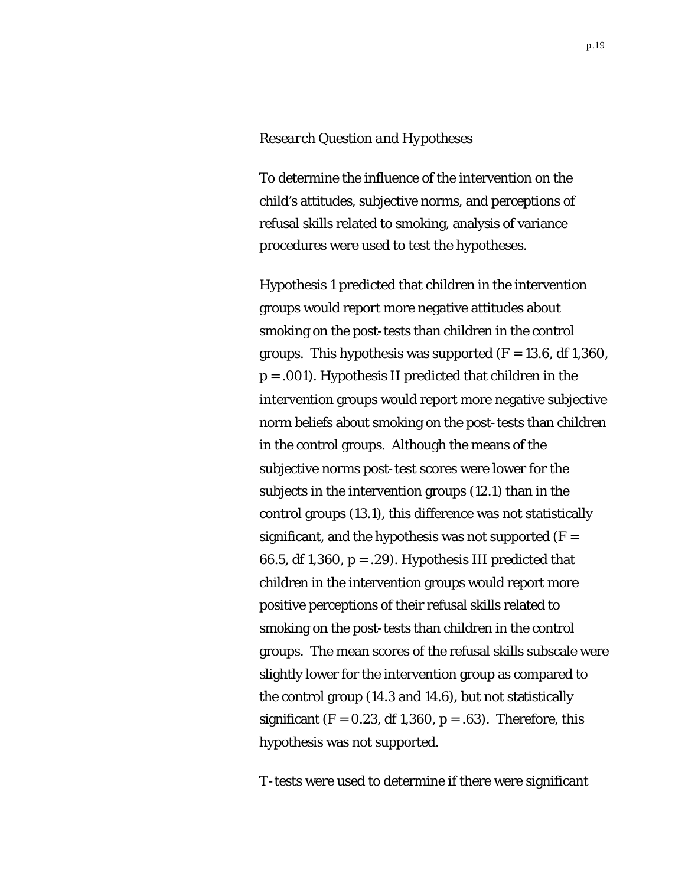*Research Question and Hypotheses*

To determine the influence of the intervention on the child's attitudes, subjective norms, and perceptions of refusal skills related to smoking, analysis of variance procedures were used to test the hypotheses.

Hypothesis 1 predicted that children in the intervention groups would report more negative attitudes about smoking on the post-tests than children in the control groups. This hypothesis was supported ($F = 13.6$, df 1,360, $p = .001$). Hypothesis II predicted that children in the intervention groups would report more negative subjective norm beliefs about smoking on the post-tests than children in the control groups. Although the means of the subjective norms post-test scores were lower for the subjects in the intervention groups (12.1) than in the control groups (13.1), this difference was not statistically significant, and the hypothesis was not supported ($F = 66.5$, df 1,360, $p = .29$). Hypothesis III predicted that children in the intervention groups would report more positive perceptions of their refusal skills related to smoking on the post-tests than children in the control groups. The mean scores of the refusal skills subscale were slightly lower for the intervention group as compared to the control group (14.3 and 14.6), but not statistically significant ($F = 0.23$, df 1,360, $p = .63$). Therefore, this hypothesis was not supported.

T-tests were used to determine if there were significant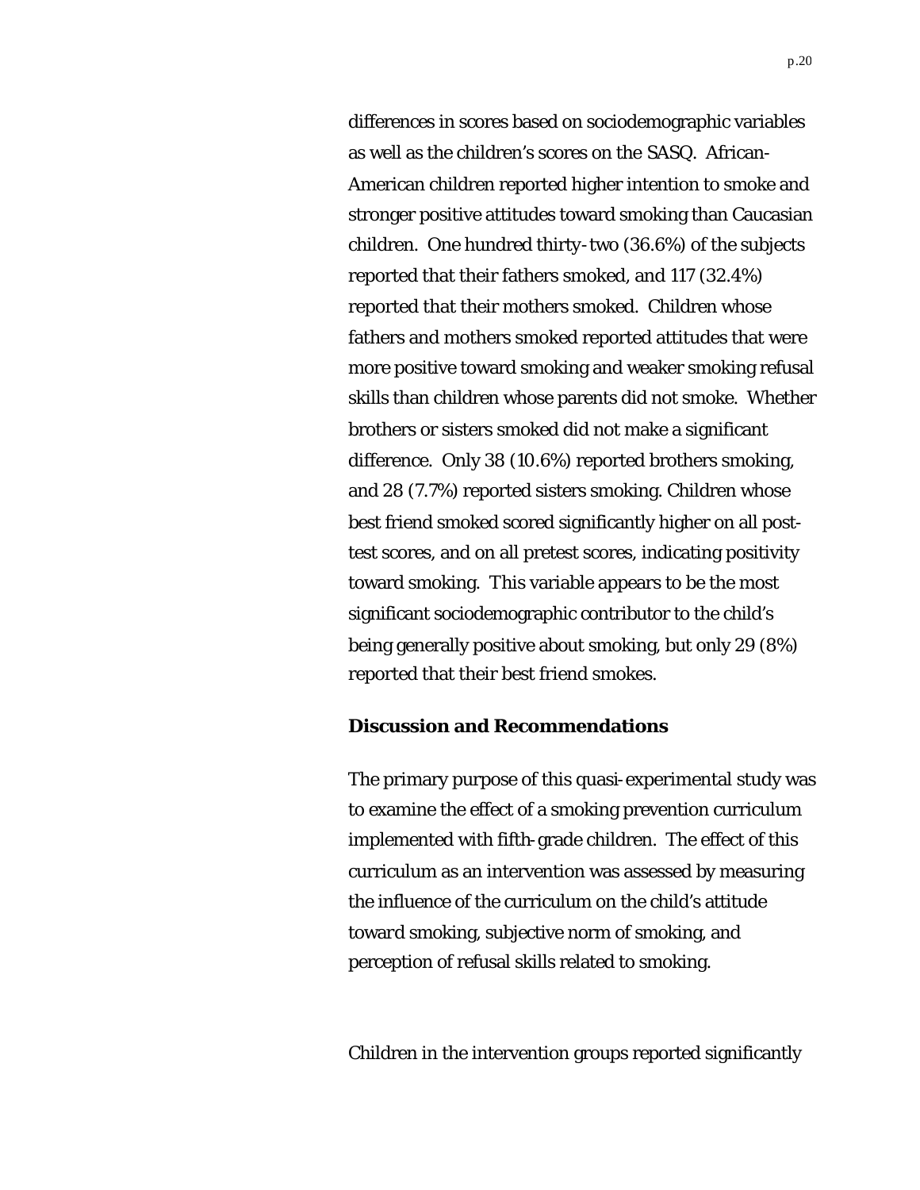differences in scores based on sociodemographic variables as well as the children's scores on the SASQ. African-American children reported higher intention to smoke and stronger positive attitudes toward smoking than Caucasian children. One hundred thirty-two (36.6%) of the subjects reported that their fathers smoked, and 117 (32.4%) reported that their mothers smoked. Children whose fathers and mothers smoked reported attitudes that were more positive toward smoking and weaker smoking refusal skills than children whose parents did not smoke. Whether brothers or sisters smoked did not make a significant difference. Only 38 (10.6%) reported brothers smoking, and 28 (7.7%) reported sisters smoking. Children whose best friend smoked scored significantly higher on all post-test scores, and on all pretest scores, indicating positivity toward smoking. This variable appears to be the most significant sociodemographic contributor to the child's being generally positive about smoking, but only 29 (8%) reported that their best friend smokes.

## Discussion and Recommendations

The primary purpose of this quasi-experimental study was to examine the effect of a smoking prevention curriculum implemented with fifth-grade children. The effect of this curriculum as an intervention was assessed by measuring the influence of the curriculum on the child's attitude toward smoking, subjective norm of smoking, and perception of refusal skills related to smoking.

Children in the intervention groups reported significantly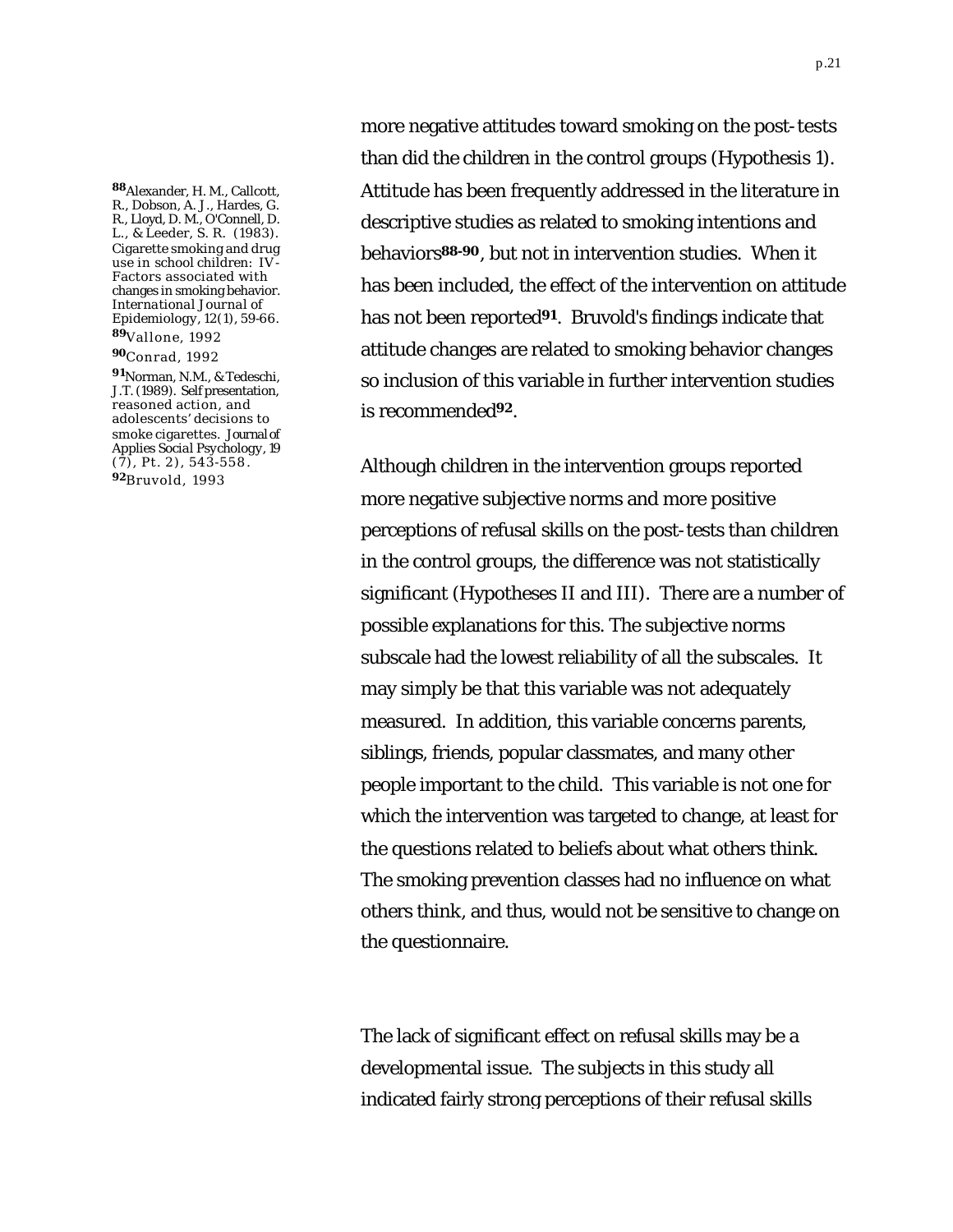more negative attitudes toward smoking on the post-tests than did the children in the control groups (Hypothesis 1). Attitude has been frequently addressed in the literature in descriptive studies as related to smoking intentions and behaviors[88-90], but not in intervention studies. When it has been included, the effect of the intervention on attitude has not been reported[91]. Bruvold's findings indicate that attitude changes are related to smoking behavior changes so inclusion of this variable in further intervention studies is recommended[92].

Although children in the intervention groups reported more negative subjective norms and more positive perceptions of refusal skills on the post-tests than children in the control groups, the difference was not statistically significant (Hypotheses II and III). There are a number of possible explanations for this. The subjective norms subscale had the lowest reliability of all the subscales. It may simply be that this variable was not adequately measured. In addition, this variable concerns parents, siblings, friends, popular classmates, and many other people important to the child. This variable is not one for which the intervention was targeted to change, at least for the questions related to beliefs about what others think. The smoking prevention classes had no influence on what others think, and thus, would not be sensitive to change on the questionnaire.

The lack of significant effect on refusal skills may be a developmental issue. The subjects in this study all indicated fairly strong perceptions of their refusal skills

[88] Alexander, H. M., Callcott, R., Dobson, A. J., Hardes, G. R., Lloyd, D. M., O'Connell, D. L., & Leeder, S. R. (1983). Cigarette smoking and drug use in school children: IV-Factors associated with changes in smoking behavior. *International Journal of Epidemiology, 12*(1), 59-66.

[89] Vallone, 1992

[90] Conrad, 1992

[91] Norman, N.M., & Tedeschi, J.T. (1989). Self presentation, reasoned action, and adolescents' decisions to smoke cigarettes. *Journal of Applies Social Psychology, 19* (7), Pt. 2), 543-558.

[92] Bruvold, 1993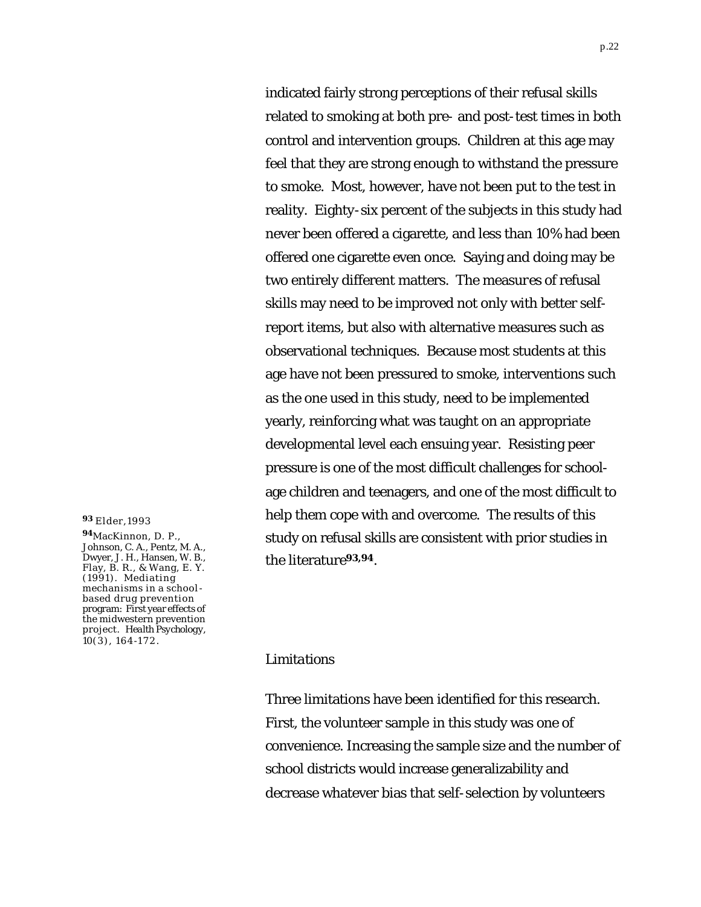indicated fairly strong perceptions of their refusal skills related to smoking at both pre- and post-test times in both control and intervention groups. Children at this age may feel that they are strong enough to withstand the pressure to smoke. Most, however, have not been put to the test in reality. Eighty-six percent of the subjects in this study had never been offered a cigarette, and less than 10% had been offered one cigarette even once. Saying and doing may be two entirely different matters. The measures of refusal skills may need to be improved not only with better self-report items, but also with alternative measures such as observational techniques. Because most students at this age have not been pressured to smoke, interventions such as the one used in this study, need to be implemented yearly, reinforcing what was taught on an appropriate developmental level each ensuing year. Resisting peer pressure is one of the most difficult challenges for school-age children and teenagers, and one of the most difficult to help them cope with and overcome. The results of this study on refusal skills are consistent with prior studies in the literature[93,94].

[93] Elder, 1993

[94] MacKinnon, D. P., Johnson, C. A., Pentz, M. A., Dwyer, J. H., Hansen, W. B., Flay, B. R., & Wang, E. Y. (1991). Mediating mechanisms in a school-based drug prevention program: First year effects of the midwestern prevention project. Health Psychology, 10(3), 164-172.

*Limitations*

Three limitations have been identified for this research. First, the volunteer sample in this study was one of convenience. Increasing the sample size and the number of school districts would increase generalizability and decrease whatever bias that self-selection by volunteers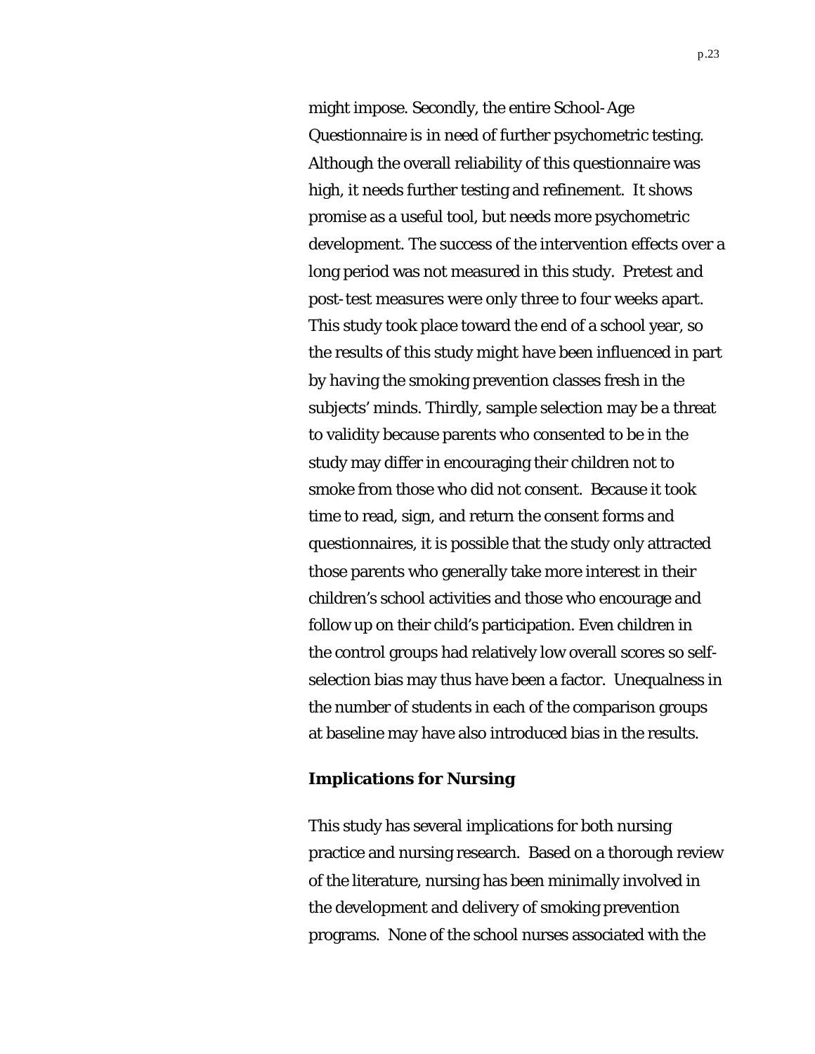might impose. Secondly, the entire School-Age Questionnaire is in need of further psychometric testing. Although the overall reliability of this questionnaire was high, it needs further testing and refinement. It shows promise as a useful tool, but needs more psychometric development. The success of the intervention effects over a long period was not measured in this study. Pretest and post-test measures were only three to four weeks apart. This study took place toward the end of a school year, so the results of this study might have been influenced in part by having the smoking prevention classes fresh in the subjects' minds. Thirdly, sample selection may be a threat to validity because parents who consented to be in the study may differ in encouraging their children not to smoke from those who did not consent. Because it took time to read, sign, and return the consent forms and questionnaires, it is possible that the study only attracted those parents who generally take more interest in their children's school activities and those who encourage and follow up on their child's participation. Even children in the control groups had relatively low overall scores so self-selection bias may thus have been a factor. Unequalness in the number of students in each of the comparison groups at baseline may have also introduced bias in the results.

## Implications for Nursing

This study has several implications for both nursing practice and nursing research. Based on a thorough review of the literature, nursing has been minimally involved in the development and delivery of smoking prevention programs. None of the school nurses associated with the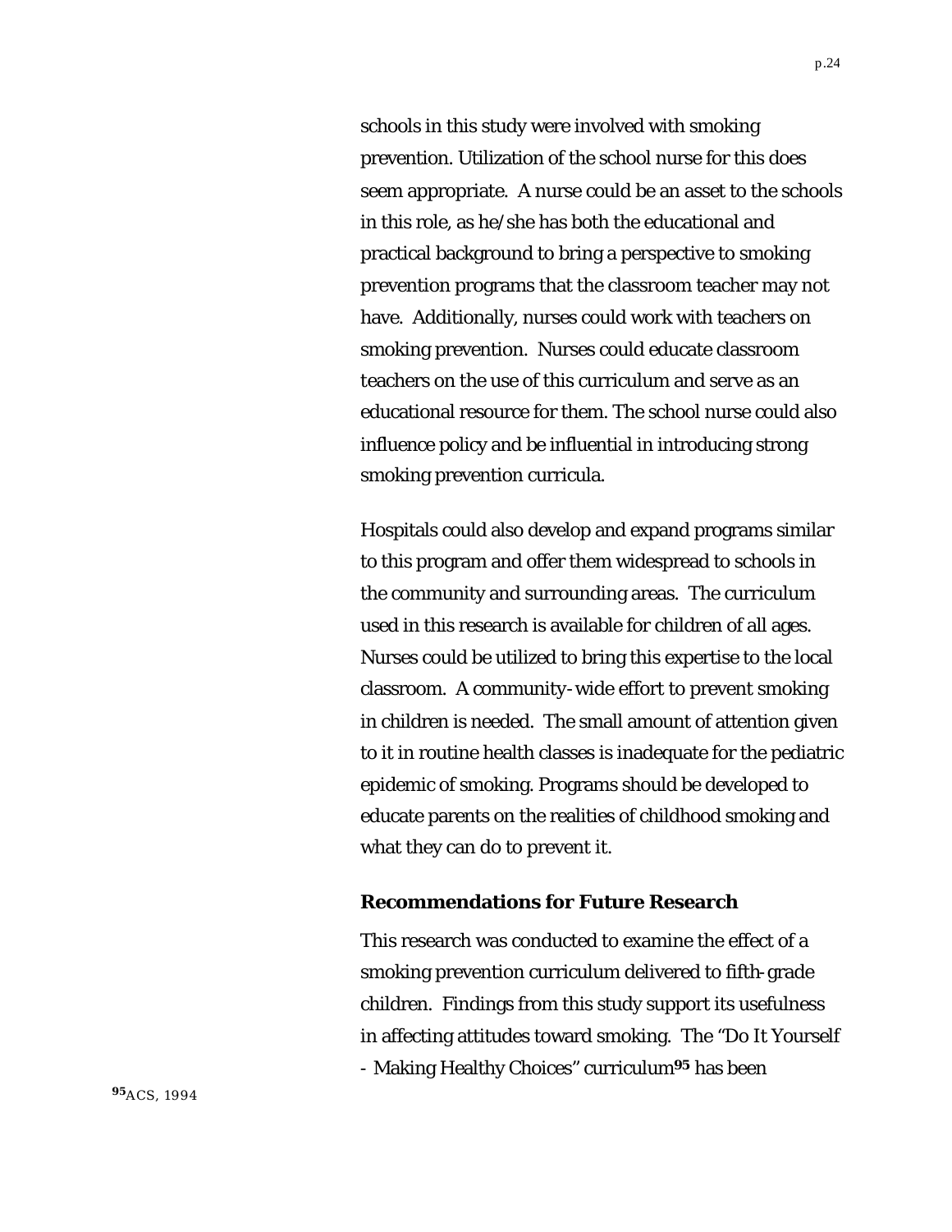schools in this study were involved with smoking prevention. Utilization of the school nurse for this does seem appropriate. A nurse could be an asset to the schools in this role, as he/she has both the educational and practical background to bring a perspective to smoking prevention programs that the classroom teacher may not have. Additionally, nurses could work with teachers on smoking prevention. Nurses could educate classroom teachers on the use of this curriculum and serve as an educational resource for them. The school nurse could also influence policy and be influential in introducing strong smoking prevention curricula.

Hospitals could also develop and expand programs similar to this program and offer them widespread to schools in the community and surrounding areas. The curriculum used in this research is available for children of all ages. Nurses could be utilized to bring this expertise to the local classroom. A community-wide effort to prevent smoking in children is needed. The small amount of attention given to it in routine health classes is inadequate for the pediatric epidemic of smoking. Programs should be developed to educate parents on the realities of childhood smoking and what they can do to prevent it.

### Recommendations for Future Research

This research was conducted to examine the effect of a smoking prevention curriculum delivered to fifth-grade children. Findings from this study support its usefulness in affecting attitudes toward smoking. The "Do It Yourself - Making Healthy Choices" curriculum[95] has been

[95] ACS, 1994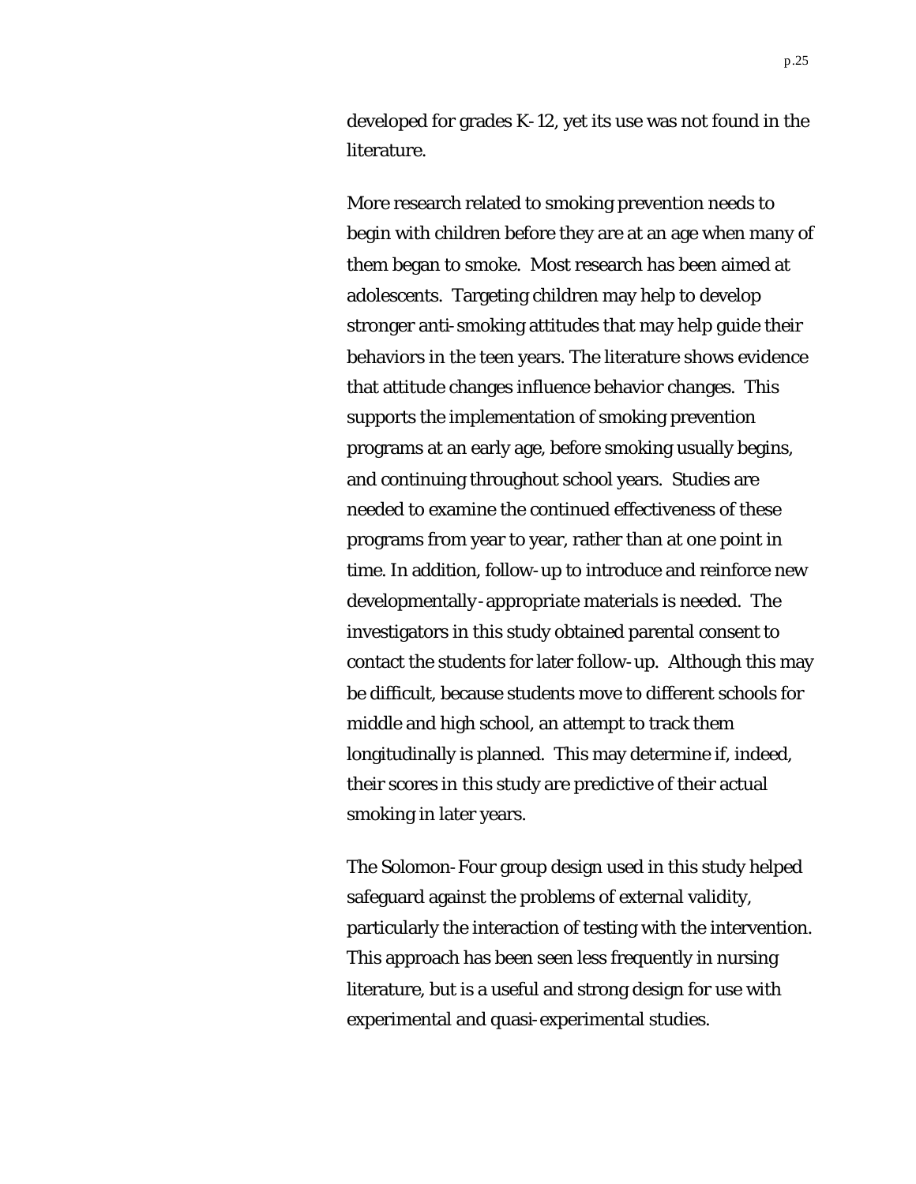developed for grades K-12, yet its use was not found in the literature.

More research related to smoking prevention needs to begin with children before they are at an age when many of them began to smoke. Most research has been aimed at adolescents. Targeting children may help to develop stronger anti-smoking attitudes that may help guide their behaviors in the teen years. The literature shows evidence that attitude changes influence behavior changes. This supports the implementation of smoking prevention programs at an early age, before smoking usually begins, and continuing throughout school years. Studies are needed to examine the continued effectiveness of these programs from year to year, rather than at one point in time. In addition, follow-up to introduce and reinforce new developmentally-appropriate materials is needed. The investigators in this study obtained parental consent to contact the students for later follow-up. Although this may be difficult, because students move to different schools for middle and high school, an attempt to track them longitudinally is planned. This may determine if, indeed, their scores in this study are predictive of their actual smoking in later years.

The Solomon-Four group design used in this study helped safeguard against the problems of external validity, particularly the interaction of testing with the intervention. This approach has been seen less frequently in nursing literature, but is a useful and strong design for use with experimental and quasi-experimental studies.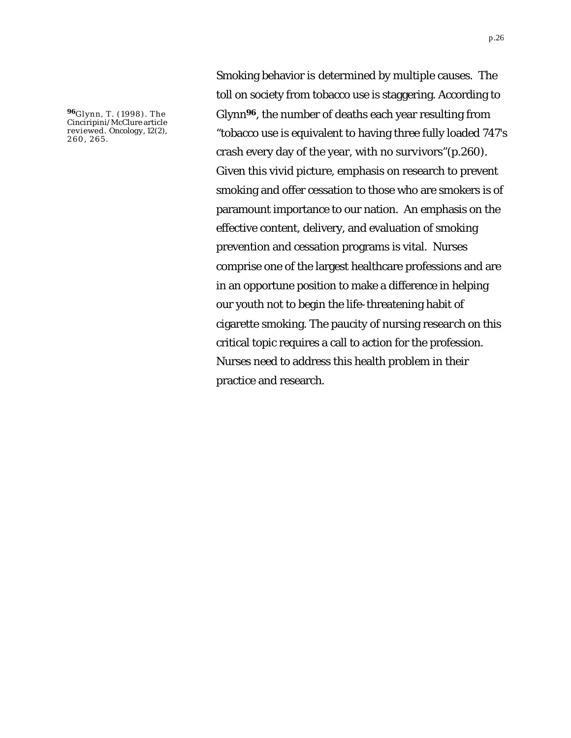Smoking behavior is determined by multiple causes. The toll on society from tobacco use is staggering. According to Glynn[96], the number of deaths each year resulting from "tobacco use is equivalent to having three fully loaded 747's crash every day of the year, with no survivors"(p.260). Given this vivid picture, emphasis on research to prevent smoking and offer cessation to those who are smokers is of paramount importance to our nation. An emphasis on the effective content, delivery, and evaluation of smoking prevention and cessation programs is vital. Nurses comprise one of the largest healthcare professions and are in an opportune position to make a difference in helping our youth not to begin the life-threatening habit of cigarette smoking. The paucity of nursing research on this critical topic requires a call to action for the profession. Nurses need to address this health problem in their practice and research.

[96] Glynn, T. (1998). The Cinciripini/McClure article reviewed. Oncology, 12(2), 260, 265.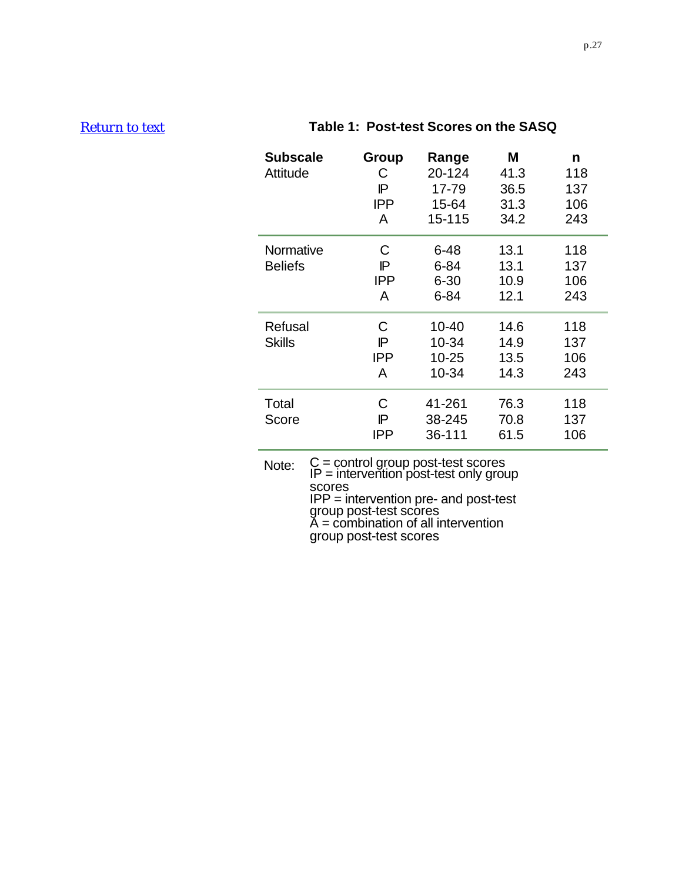Return to text

**Table 1: Post-test Scores on the SASQ**

| Subscale | Group | Range | M | n |
|---|---|---|---|---|
| Attitude | C | 20-124 | 41.3 | 118 |
| | IP | 17-79 | 36.5 | 137 |
| | IPP | 15-64 | 31.3 | 106 |
| | A | 15-115 | 34.2 | 243 |
| Normative Beliefs | C | 6-48 | 13.1 | 118 |
| | IP | 6-84 | 13.1 | 137 |
| | IPP | 6-30 | 10.9 | 106 |
| | A | 6-84 | 12.1 | 243 |
| Refusal Skills | C | 10-40 | 14.6 | 118 |
| | IP | 10-34 | 14.9 | 137 |
| | IPP | 10-25 | 13.5 | 106 |
| | A | 10-34 | 14.3 | 243 |
| Total Score | C | 41-261 | 76.3 | 118 |
| | IP | 38-245 | 70.8 | 137 |
| | IPP | 36-111 | 61.5 | 106 |

Note: C = control group post-test scores
IP = intervention post-test only group scores
IPP = intervention pre- and post-test group post-test scores
A = combination of all intervention group post-test scores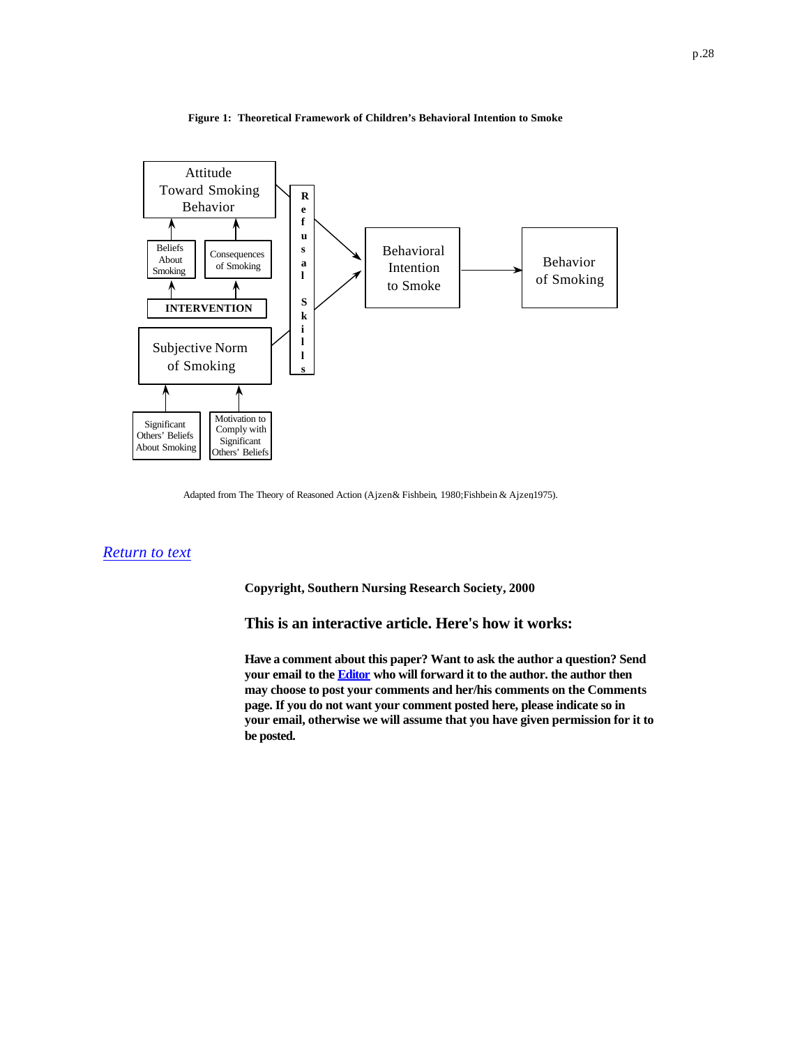**Figure 1: Theoretical Framework of Children's Behavioral Intention to Smoke**

Attitude Toward Smoking Behavior

Beliefs About Smoking

Consequences of Smoking

INTERVENTION

Subjective Norm of Smoking

Significant Others' Beliefs About Smoking

Motivation to Comply with Significant Others' Beliefs

Refusal Skills

Behavioral Intention to Smoke

Behavior of Smoking

Adapted from The Theory of Reasoned Action (Ajzen & Fishbein, 1980; Fishbein & Ajzen, 1975).

*Return to text*

**Copyright, Southern Nursing Research Society, 2000**

## This is an interactive article. Here's how it works:

**Have a comment about this paper? Want to ask the author a question? Send your email to the Editor who will forward it to the author. the author then may choose to post your comments and her/his comments on the Comments page. If you do not want your comment posted here, please indicate so in your email, otherwise we will assume that you have given permission for it to be posted.**